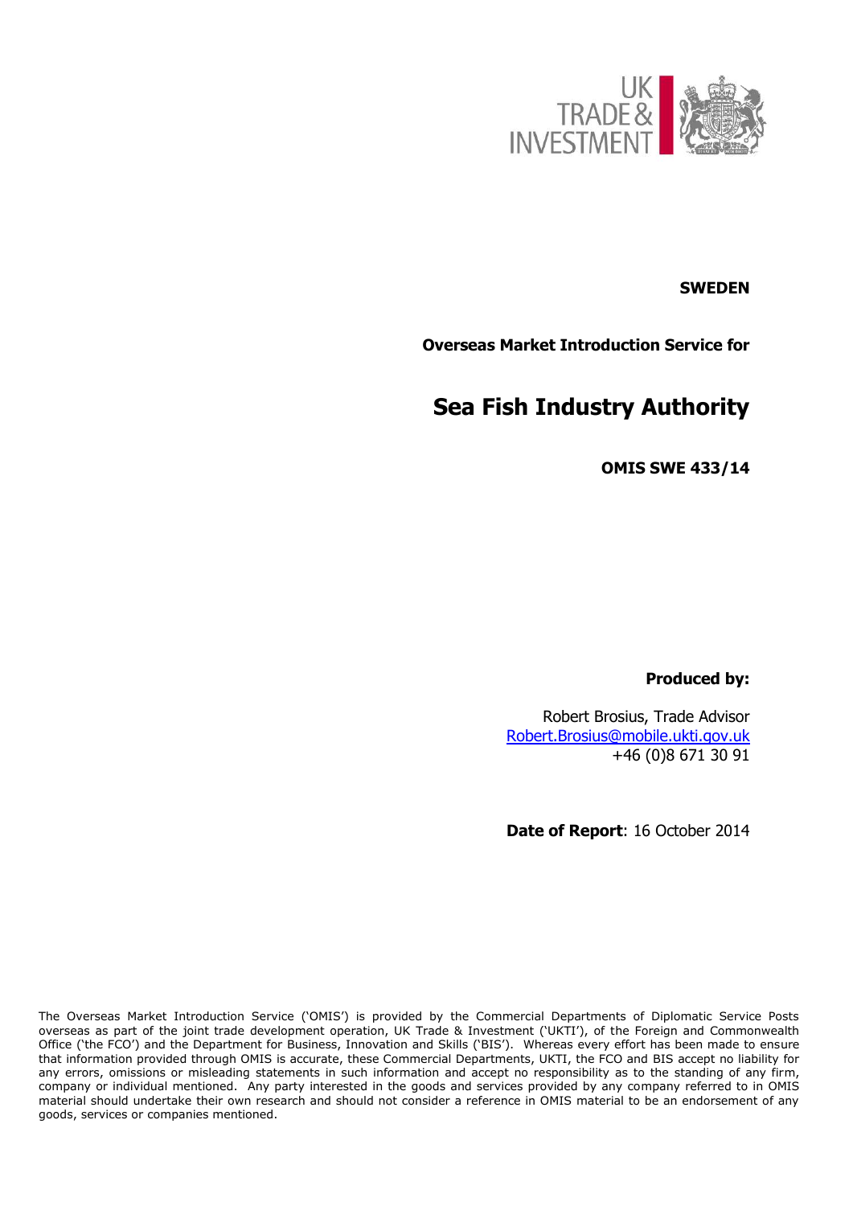**SWEDEN**

**Overseas Market Introduction Service for**

# Sea Fish Industry Authority

**OMIS SWE 433/14**

**Produced by:**

Robert Brosius, Trade Advisor
Robert.Brosius@mobile.ukti.gov.uk
+46 (0)8 671 30 91

**Date of Report**: 16 October 2014

The Overseas Market Introduction Service ('OMIS') is provided by the Commercial Departments of Diplomatic Service Posts overseas as part of the joint trade development operation, UK Trade & Investment ('UKTI'), of the Foreign and Commonwealth Office ('the FCO') and the Department for Business, Innovation and Skills ('BIS'). Whereas every effort has been made to ensure that information provided through OMIS is accurate, these Commercial Departments, UKTI, the FCO and BIS accept no liability for any errors, omissions or misleading statements in such information and accept no responsibility as to the standing of any firm, company or individual mentioned. Any party interested in the goods and services provided by any company referred to in OMIS material should undertake their own research and should not consider a reference in OMIS material to be an endorsement of any goods, services or companies mentioned.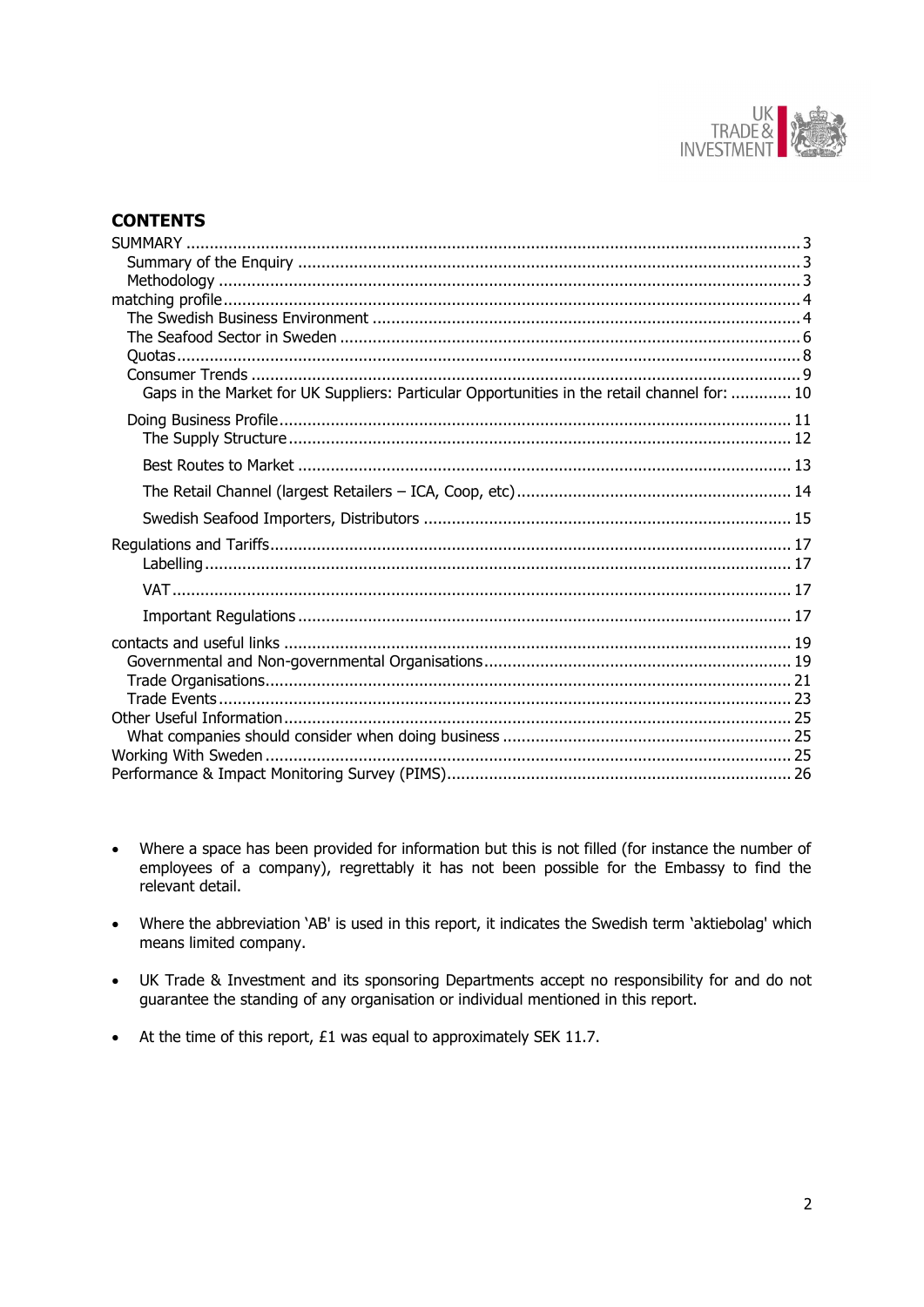## CONTENTS

- SUMMARY ..... 3
  - Summary of the Enquiry ..... 3
  - Methodology ..... 3
- matching profile ..... 4
  - The Swedish Business Environment ..... 4
  - The Seafood Sector in Sweden ..... 6
  - Quotas ..... 8
  - Consumer Trends ..... 9
    - Gaps in the Market for UK Suppliers: Particular Opportunities in the retail channel for: ..... 10
- Doing Business Profile ..... 11
  - The Supply Structure ..... 12
  - Best Routes to Market ..... 13
  - The Retail Channel (largest Retailers – ICA, Coop, etc) ..... 14
  - Swedish Seafood Importers, Distributors ..... 15
- Regulations and Tariffs ..... 17
  - Labelling ..... 17
  - VAT ..... 17
  - Important Regulations ..... 17
- contacts and useful links ..... 19
  - Governmental and Non-governmental Organisations ..... 19
  - Trade Organisations ..... 21
  - Trade Events ..... 23
- Other Useful Information ..... 25
  - What companies should consider when doing business ..... 25
- Working With Sweden ..... 25
- Performance & Impact Monitoring Survey (PIMS) ..... 26

- Where a space has been provided for information but this is not filled (for instance the number of employees of a company), regrettably it has not been possible for the Embassy to find the relevant detail.
- Where the abbreviation 'AB' is used in this report, it indicates the Swedish term 'aktiebolag' which means limited company.
- UK Trade & Investment and its sponsoring Departments accept no responsibility for and do not guarantee the standing of any organisation or individual mentioned in this report.
- At the time of this report, £1 was equal to approximately SEK 11.7.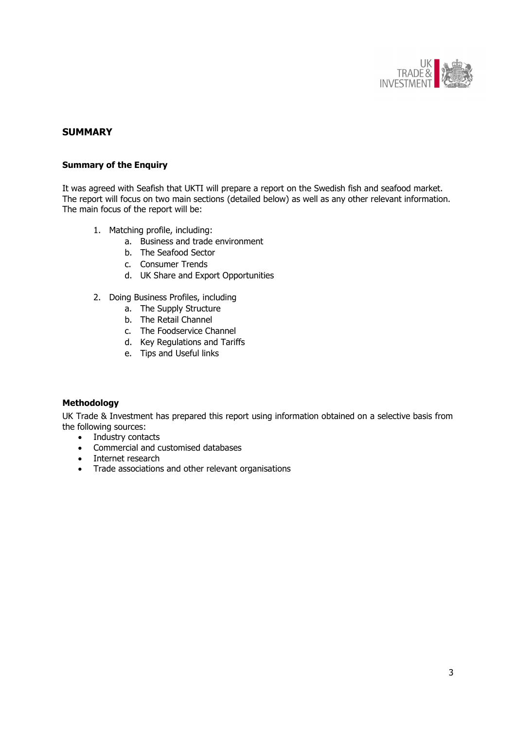## SUMMARY

### Summary of the Enquiry

It was agreed with Seafish that UKTI will prepare a report on the Swedish fish and seafood market. The report will focus on two main sections (detailed below) as well as any other relevant information. The main focus of the report will be:

1. Matching profile, including:
   a. Business and trade environment
   b. The Seafood Sector
   c. Consumer Trends
   d. UK Share and Export Opportunities

2. Doing Business Profiles, including
   a. The Supply Structure
   b. The Retail Channel
   c. The Foodservice Channel
   d. Key Regulations and Tariffs
   e. Tips and Useful links

### Methodology

UK Trade & Investment has prepared this report using information obtained on a selective basis from the following sources:

- Industry contacts
- Commercial and customised databases
- Internet research
- Trade associations and other relevant organisations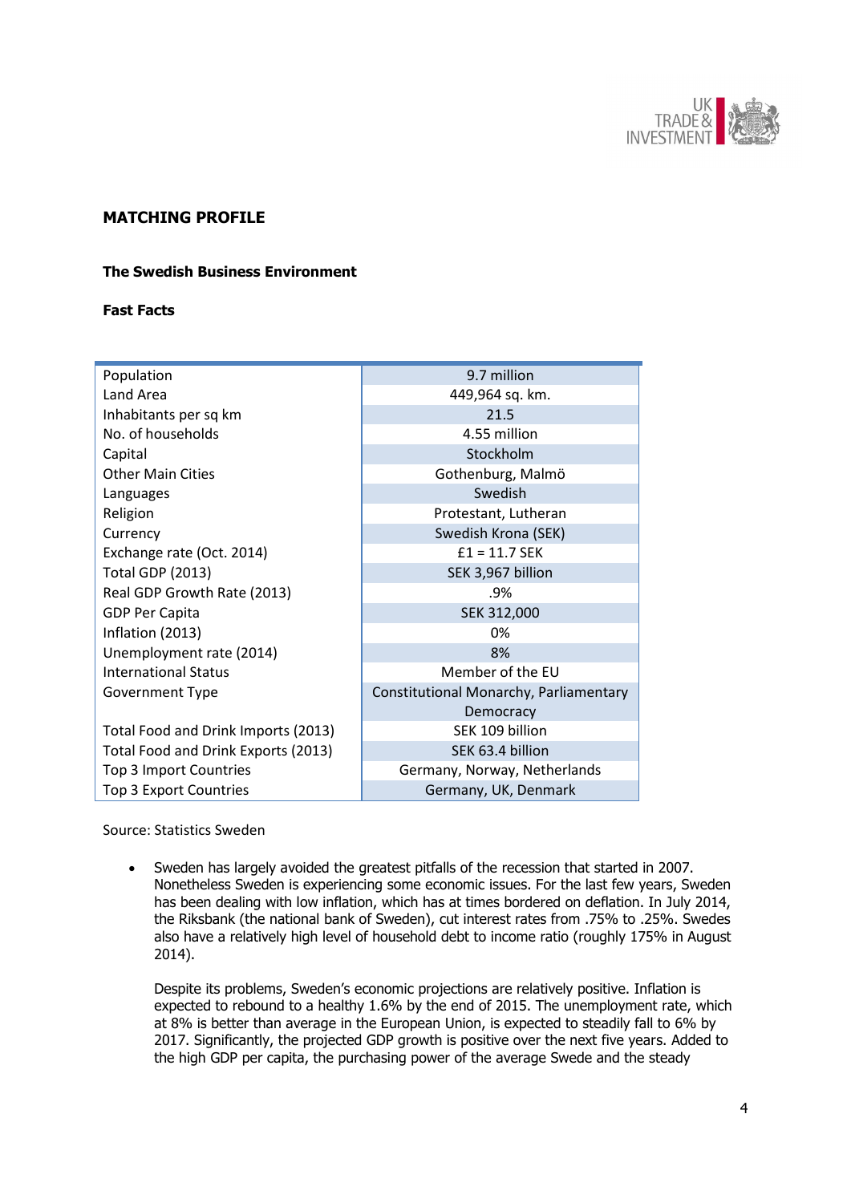## MATCHING PROFILE

### The Swedish Business Environment

### Fast Facts

| | |
|---|---|
| Population | 9.7 million |
| Land Area | 449,964 sq. km. |
| Inhabitants per sq km | 21.5 |
| No. of households | 4.55 million |
| Capital | Stockholm |
| Other Main Cities | Gothenburg, Malmö |
| Languages | Swedish |
| Religion | Protestant, Lutheran |
| Currency | Swedish Krona (SEK) |
| Exchange rate (Oct. 2014) | £1 = 11.7 SEK |
| Total GDP (2013) | SEK 3,967 billion |
| Real GDP Growth Rate (2013) | .9% |
| GDP Per Capita | SEK 312,000 |
| Inflation (2013) | 0% |
| Unemployment rate (2014) | 8% |
| International Status | Member of the EU |
| Government Type | Constitutional Monarchy, Parliamentary Democracy |
| Total Food and Drink Imports (2013) | SEK 109 billion |
| Total Food and Drink Exports (2013) | SEK 63.4 billion |
| Top 3 Import Countries | Germany, Norway, Netherlands |
| Top 3 Export Countries | Germany, UK, Denmark |

Source: Statistics Sweden

- Sweden has largely avoided the greatest pitfalls of the recession that started in 2007. Nonetheless Sweden is experiencing some economic issues. For the last few years, Sweden has been dealing with low inflation, which has at times bordered on deflation. In July 2014, the Riksbank (the national bank of Sweden), cut interest rates from .75% to .25%. Swedes also have a relatively high level of household debt to income ratio (roughly 175% in August 2014).

  Despite its problems, Sweden's economic projections are relatively positive. Inflation is expected to rebound to a healthy 1.6% by the end of 2015. The unemployment rate, which at 8% is better than average in the European Union, is expected to steadily fall to 6% by 2017. Significantly, the projected GDP growth is positive over the next five years. Added to the high GDP per capita, the purchasing power of the average Swede and the steady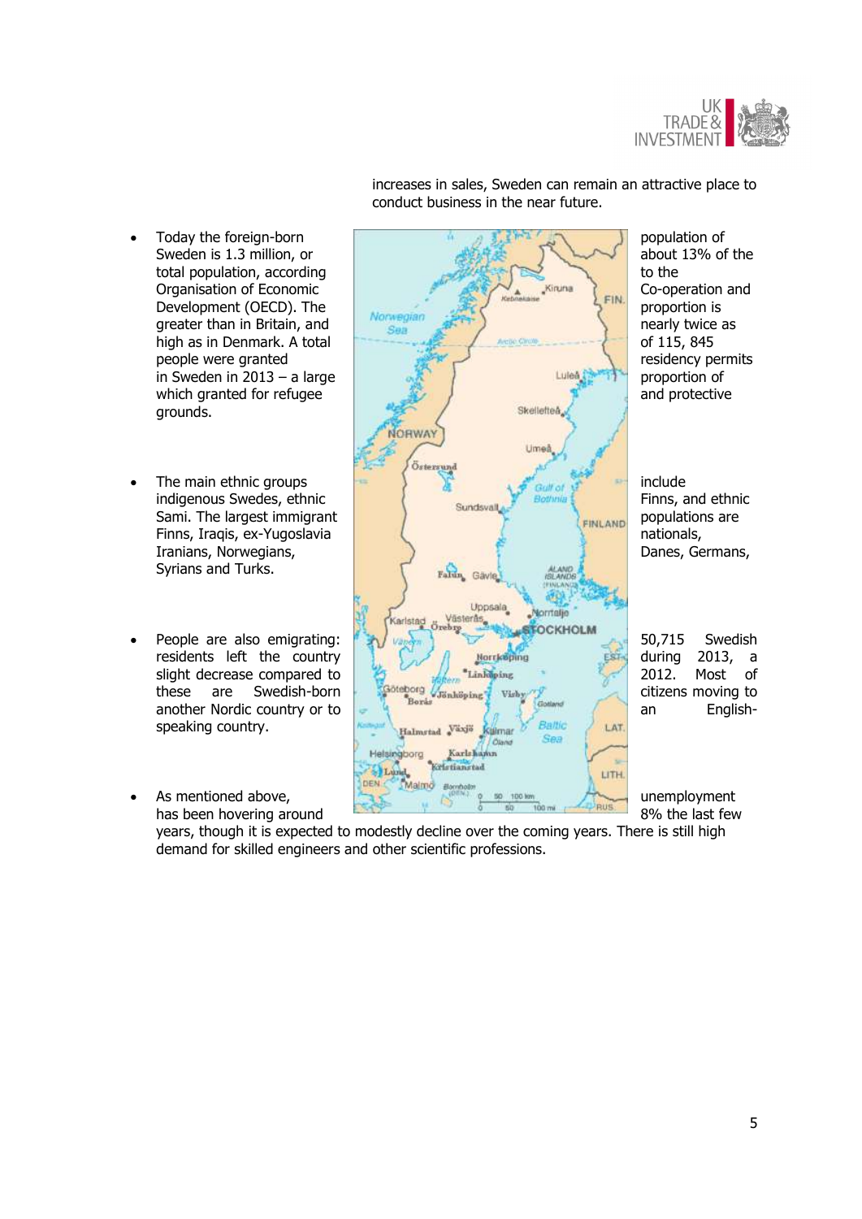increases in sales, Sweden can remain an attractive place to conduct business in the near future.

- Today the foreign-born population of Sweden is 1.3 million, or about 13% of the total population, according to the Organisation of Economic Co-operation and Development (OECD). The proportion is greater than in Britain, and nearly twice as high as in Denmark. A total of 115, 845 people were granted residency permits in Sweden in 2013 – a large proportion of which granted for refugee and protective grounds.

- The main ethnic groups include indigenous Swedes, ethnic Finns, and ethnic Sami. The largest immigrant populations are Finns, Iraqis, ex-Yugoslavia nationals, Iranians, Norwegians, Danes, Germans, Syrians and Turks.

- People are also emigrating: 50,715 Swedish residents left the country during 2013, a slight decrease compared to 2012. Most of these are Swedish-born citizens moving to another Nordic country or to an English-speaking country.

- As mentioned above, unemployment has been hovering around 8% the last few years, though it is expected to modestly decline over the coming years. There is still high demand for skilled engineers and other scientific professions.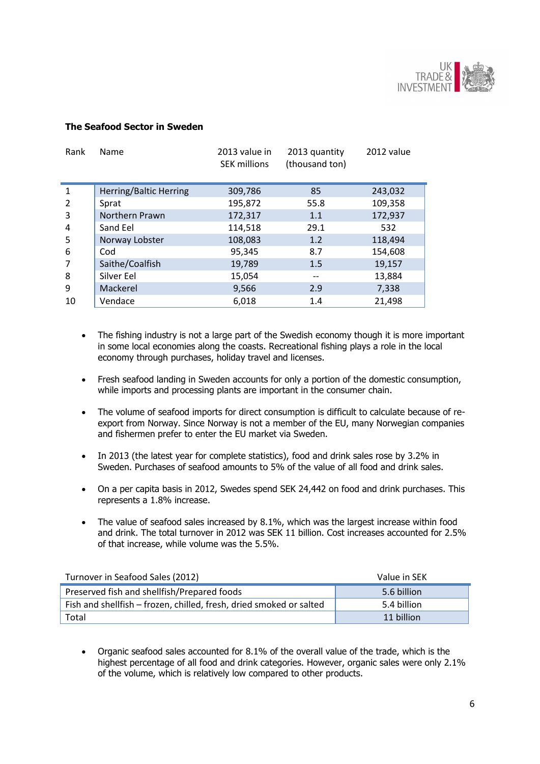**The Seafood Sector in Sweden**

| Rank | Name | 2013 value in SEK millions | 2013 quantity (thousand ton) | 2012 value |
|---|---|---|---|---|
| 1 | Herring/Baltic Herring | 309,786 | 85 | 243,032 |
| 2 | Sprat | 195,872 | 55.8 | 109,358 |
| 3 | Northern Prawn | 172,317 | 1.1 | 172,937 |
| 4 | Sand Eel | 114,518 | 29.1 | 532 |
| 5 | Norway Lobster | 108,083 | 1.2 | 118,494 |
| 6 | Cod | 95,345 | 8.7 | 154,608 |
| 7 | Saithe/Coalfish | 19,789 | 1.5 | 19,157 |
| 8 | Silver Eel | 15,054 | -- | 13,884 |
| 9 | Mackerel | 9,566 | 2.9 | 7,338 |
| 10 | Vendace | 6,018 | 1.4 | 21,498 |

- The fishing industry is not a large part of the Swedish economy though it is more important in some local economies along the coasts. Recreational fishing plays a role in the local economy through purchases, holiday travel and licenses.

- Fresh seafood landing in Sweden accounts for only a portion of the domestic consumption, while imports and processing plants are important in the consumer chain.

- The volume of seafood imports for direct consumption is difficult to calculate because of re-export from Norway. Since Norway is not a member of the EU, many Norwegian companies and fishermen prefer to enter the EU market via Sweden.

- In 2013 (the latest year for complete statistics), food and drink sales rose by 3.2% in Sweden. Purchases of seafood amounts to 5% of the value of all food and drink sales.

- On a per capita basis in 2012, Swedes spend SEK 24,442 on food and drink purchases. This represents a 1.8% increase.

- The value of seafood sales increased by 8.1%, which was the largest increase within food and drink. The total turnover in 2012 was SEK 11 billion. Cost increases accounted for 2.5% of that increase, while volume was the 5.5%.

| Turnover in Seafood Sales (2012) | Value in SEK |
|---|---|
| Preserved fish and shellfish/Prepared foods | 5.6 billion |
| Fish and shellfish – frozen, chilled, fresh, dried smoked or salted | 5.4 billion |
| Total | 11 billion |

- Organic seafood sales accounted for 8.1% of the overall value of the trade, which is the highest percentage of all food and drink categories. However, organic sales were only 2.1% of the volume, which is relatively low compared to other products.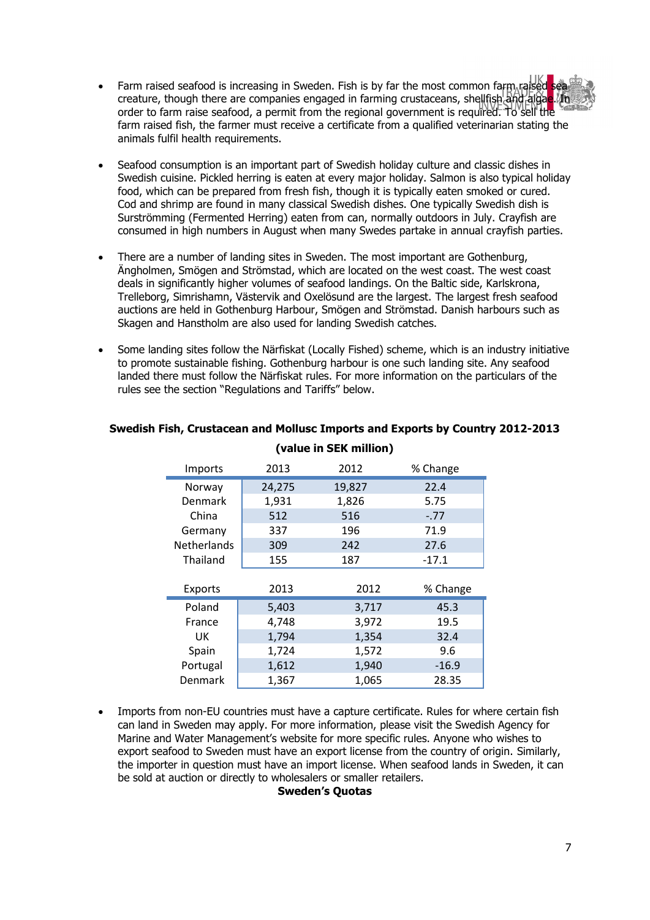- Farm raised seafood is increasing in Sweden. Fish is by far the most common farm raised sea creature, though there are companies engaged in farming crustaceans, shellfish and algae. In order to farm raise seafood, a permit from the regional government is required. To sell the farm raised fish, the farmer must receive a certificate from a qualified veterinarian stating the animals fulfil health requirements.

- Seafood consumption is an important part of Swedish holiday culture and classic dishes in Swedish cuisine. Pickled herring is eaten at every major holiday. Salmon is also typical holiday food, which can be prepared from fresh fish, though it is typically eaten smoked or cured. Cod and shrimp are found in many classical Swedish dishes. One typically Swedish dish is Surströmming (Fermented Herring) eaten from can, normally outdoors in July. Crayfish are consumed in high numbers in August when many Swedes partake in annual crayfish parties.

- There are a number of landing sites in Sweden. The most important are Gothenburg, Ängholmen, Smögen and Strömstad, which are located on the west coast. The west coast deals in significantly higher volumes of seafood landings. On the Baltic side, Karlskrona, Trelleborg, Simrishamn, Västervik and Oxelösund are the largest. The largest fresh seafood auctions are held in Gothenburg Harbour, Smögen and Strömstad. Danish harbours such as Skagen and Hanstholm are also used for landing Swedish catches.

- Some landing sites follow the Närfiskat (Locally Fished) scheme, which is an industry initiative to promote sustainable fishing. Gothenburg harbour is one such landing site. Any seafood landed there must follow the Närfiskat rules. For more information on the particulars of the rules see the section "Regulations and Tariffs" below.

**Swedish Fish, Crustacean and Mollusc Imports and Exports by Country 2012-2013**

**(value in SEK million)**

| Imports | 2013 | 2012 | % Change |
|---|---|---|---|
| Norway | 24,275 | 19,827 | 22.4 |
| Denmark | 1,931 | 1,826 | 5.75 |
| China | 512 | 516 | -.77 |
| Germany | 337 | 196 | 71.9 |
| Netherlands | 309 | 242 | 27.6 |
| Thailand | 155 | 187 | -17.1 |

| Exports | 2013 | 2012 | % Change |
|---|---|---|---|
| Poland | 5,403 | 3,717 | 45.3 |
| France | 4,748 | 3,972 | 19.5 |
| UK | 1,794 | 1,354 | 32.4 |
| Spain | 1,724 | 1,572 | 9.6 |
| Portugal | 1,612 | 1,940 | -16.9 |
| Denmark | 1,367 | 1,065 | 28.35 |

- Imports from non-EU countries must have a capture certificate. Rules for where certain fish can land in Sweden may apply. For more information, please visit the Swedish Agency for Marine and Water Management's website for more specific rules. Anyone who wishes to export seafood to Sweden must have an export license from the country of origin. Similarly, the importer in question must have an import license. When seafood lands in Sweden, it can be sold at auction or directly to wholesalers or smaller retailers.

**Sweden's Quotas**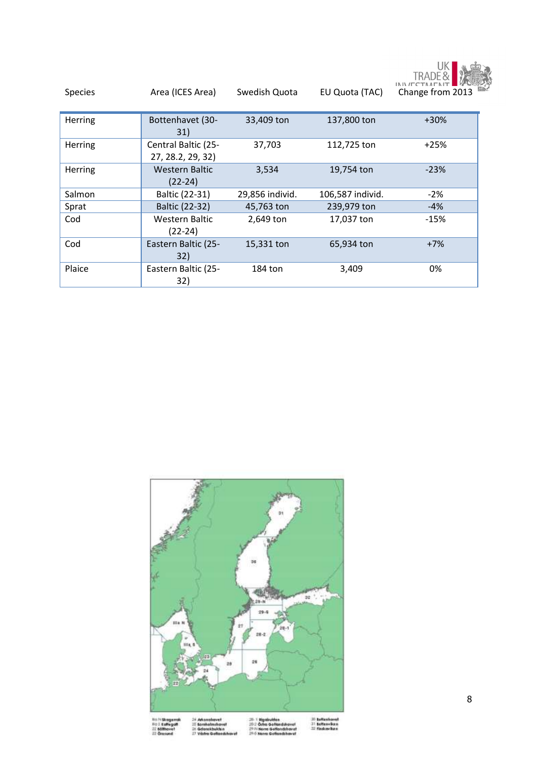| Species | Area (ICES Area) | Swedish Quota | EU Quota (TAC) | Change from 2013 |
|---|---|---|---|---|
| Herring | Bottenhavet (30-31) | 33,409 ton | 137,800 ton | +30% |
| Herring | Central Baltic (25-27, 28.2, 29, 32) | 37,703 | 112,725 ton | +25% |
| Herring | Western Baltic (22-24) | 3,534 | 19,754 ton | -23% |
| Salmon | Baltic (22-31) | 29,856 individ. | 106,587 individ. | -2% |
| Sprat | Baltic (22-32) | 45,763 ton | 239,979 ton | -4% |
| Cod | Western Baltic (22-24) | 2,649 ton | 17,037 ton | -15% |
| Cod | Eastern Baltic (25-32) | 15,331 ton | 65,934 ton | +7% |
| Plaice | Eastern Baltic (25-32) | 184 ton | 3,409 | 0% |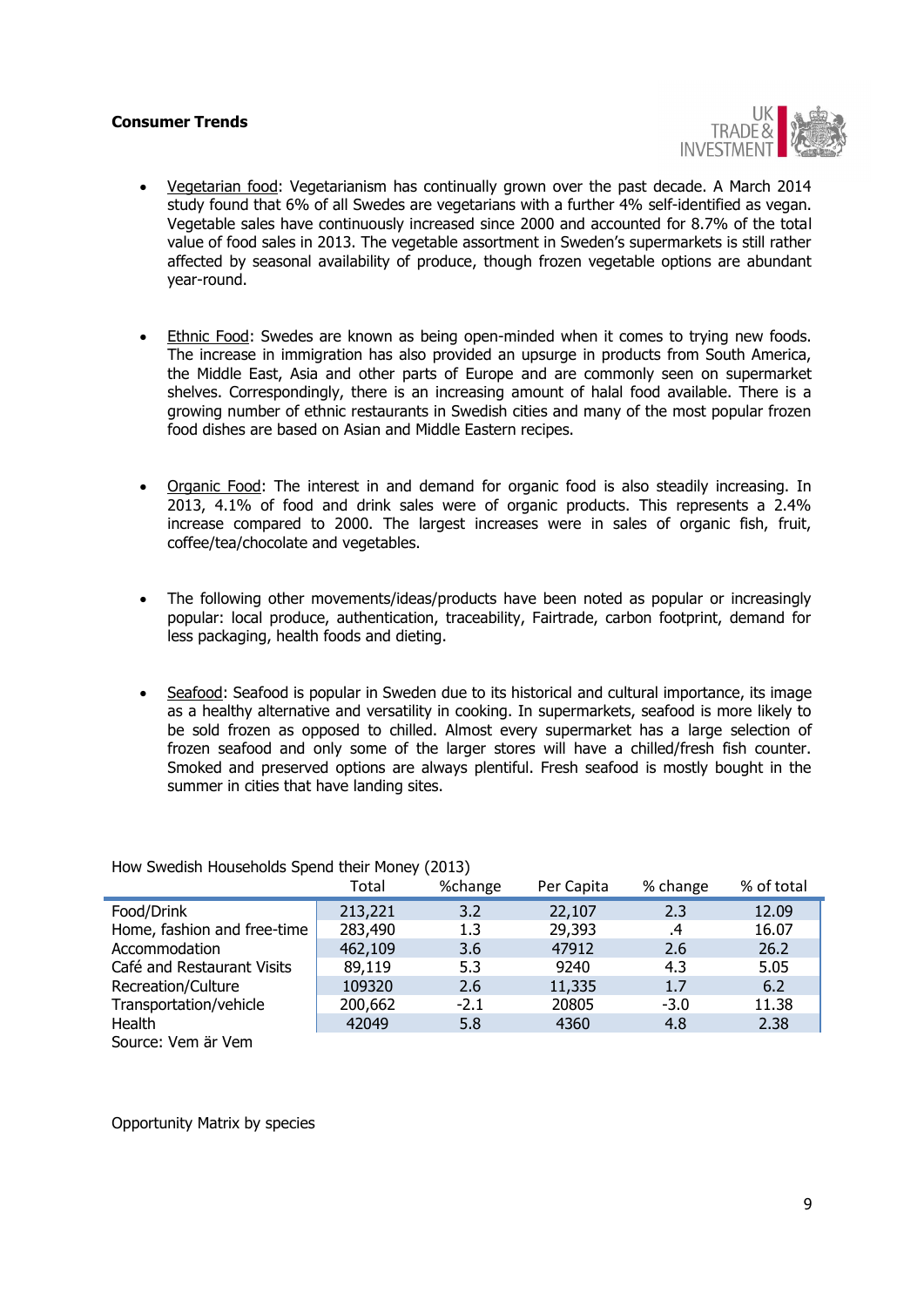## Consumer Trends

- Vegetarian food: Vegetarianism has continually grown over the past decade. A March 2014 study found that 6% of all Swedes are vegetarians with a further 4% self-identified as vegan. Vegetable sales have continuously increased since 2000 and accounted for 8.7% of the total value of food sales in 2013. The vegetable assortment in Sweden's supermarkets is still rather affected by seasonal availability of produce, though frozen vegetable options are abundant year-round.

- Ethnic Food: Swedes are known as being open-minded when it comes to trying new foods. The increase in immigration has also provided an upsurge in products from South America, the Middle East, Asia and other parts of Europe and are commonly seen on supermarket shelves. Correspondingly, there is an increasing amount of halal food available. There is a growing number of ethnic restaurants in Swedish cities and many of the most popular frozen food dishes are based on Asian and Middle Eastern recipes.

- Organic Food: The interest in and demand for organic food is also steadily increasing. In 2013, 4.1% of food and drink sales were of organic products. This represents a 2.4% increase compared to 2000. The largest increases were in sales of organic fish, fruit, coffee/tea/chocolate and vegetables.

- The following other movements/ideas/products have been noted as popular or increasingly popular: local produce, authentication, traceability, Fairtrade, carbon footprint, demand for less packaging, health foods and dieting.

- Seafood: Seafood is popular in Sweden due to its historical and cultural importance, its image as a healthy alternative and versatility in cooking. In supermarkets, seafood is more likely to be sold frozen as opposed to chilled. Almost every supermarket has a large selection of frozen seafood and only some of the larger stores will have a chilled/fresh fish counter. Smoked and preserved options are always plentiful. Fresh seafood is mostly bought in the summer in cities that have landing sites.

How Swedish Households Spend their Money (2013)

| | Total | %change | Per Capita | % change | % of total |
|---|---|---|---|---|---|
| Food/Drink | 213,221 | 3.2 | 22,107 | 2.3 | 12.09 |
| Home, fashion and free-time | 283,490 | 1.3 | 29,393 | .4 | 16.07 |
| Accommodation | 462,109 | 3.6 | 47912 | 2.6 | 26.2 |
| Café and Restaurant Visits | 89,119 | 5.3 | 9240 | 4.3 | 5.05 |
| Recreation/Culture | 109320 | 2.6 | 11,335 | 1.7 | 6.2 |
| Transportation/vehicle | 200,662 | -2.1 | 20805 | -3.0 | 11.38 |
| Health | 42049 | 5.8 | 4360 | 4.8 | 2.38 |

Source: Vem är Vem

Opportunity Matrix by species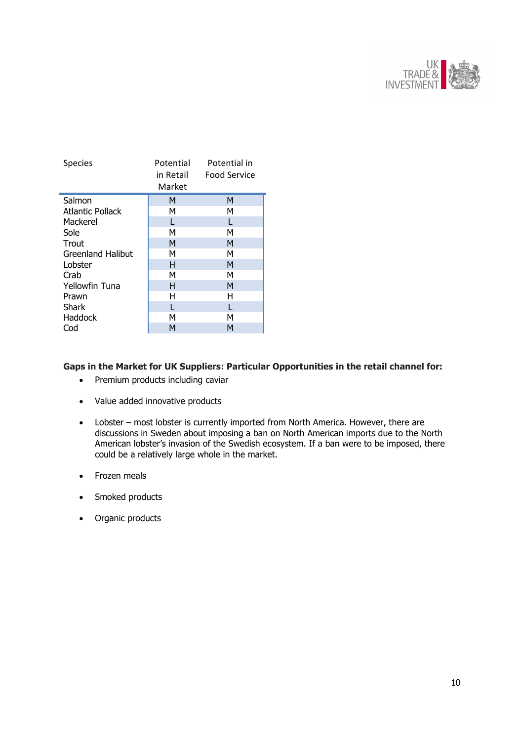| Species | Potential in Retail Market | Potential in Food Service |
|---|---|---|
| Salmon | M | M |
| Atlantic Pollack | M | M |
| Mackerel | L | L |
| Sole | M | M |
| Trout | M | M |
| Greenland Halibut | M | M |
| Lobster | H | M |
| Crab | M | M |
| Yellowfin Tuna | H | M |
| Prawn | H | H |
| Shark | L | L |
| Haddock | M | M |
| Cod | M | M |

**Gaps in the Market for UK Suppliers: Particular Opportunities in the retail channel for:**

- Premium products including caviar
- Value added innovative products
- Lobster – most lobster is currently imported from North America. However, there are discussions in Sweden about imposing a ban on North American imports due to the North American lobster's invasion of the Swedish ecosystem. If a ban were to be imposed, there could be a relatively large whole in the market.
- Frozen meals
- Smoked products
- Organic products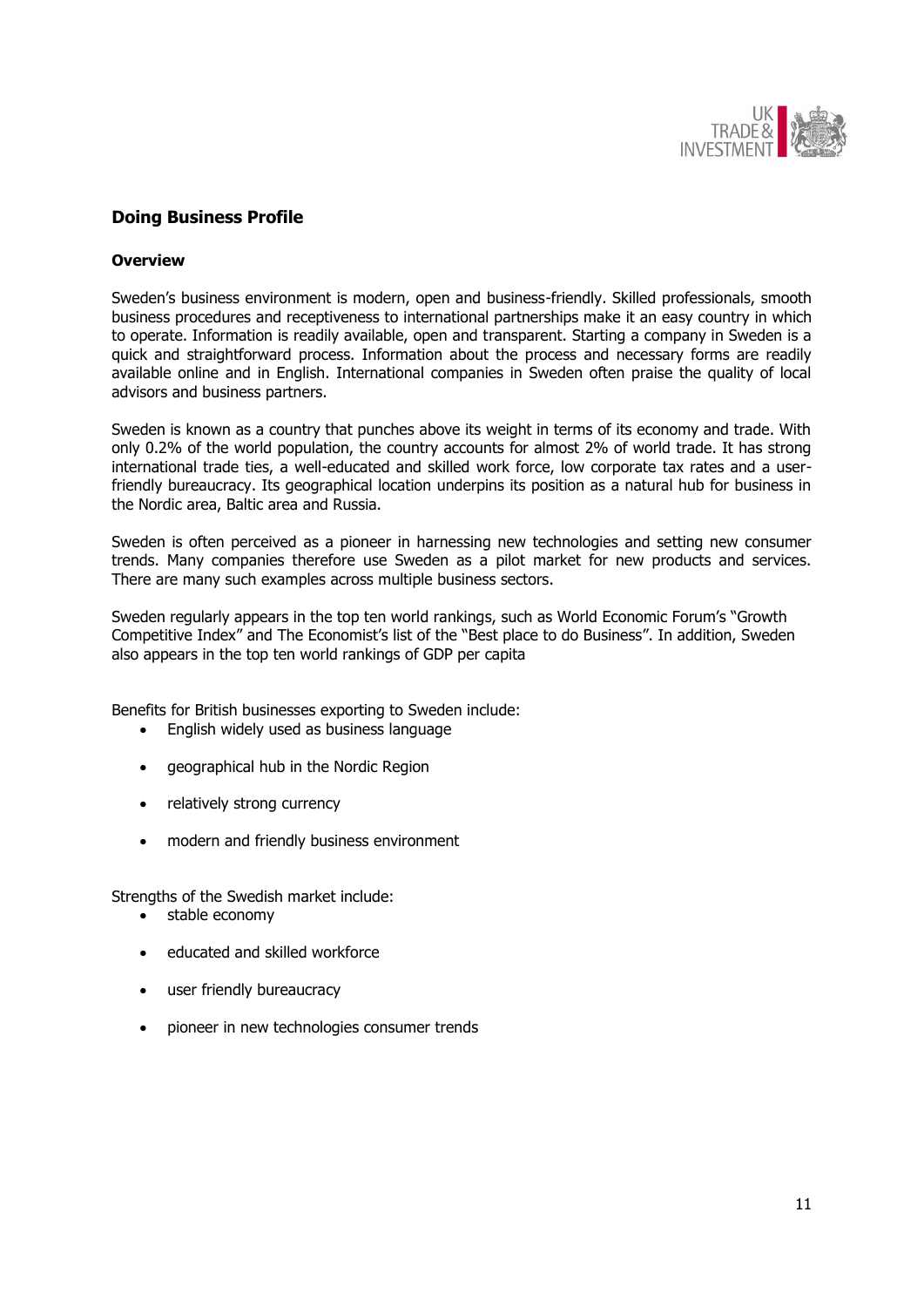## Doing Business Profile

### Overview

Sweden's business environment is modern, open and business-friendly. Skilled professionals, smooth business procedures and receptiveness to international partnerships make it an easy country in which to operate. Information is readily available, open and transparent. Starting a company in Sweden is a quick and straightforward process. Information about the process and necessary forms are readily available online and in English. International companies in Sweden often praise the quality of local advisors and business partners.

Sweden is known as a country that punches above its weight in terms of its economy and trade. With only 0.2% of the world population, the country accounts for almost 2% of world trade. It has strong international trade ties, a well-educated and skilled work force, low corporate tax rates and a user-friendly bureaucracy. Its geographical location underpins its position as a natural hub for business in the Nordic area, Baltic area and Russia.

Sweden is often perceived as a pioneer in harnessing new technologies and setting new consumer trends. Many companies therefore use Sweden as a pilot market for new products and services. There are many such examples across multiple business sectors.

Sweden regularly appears in the top ten world rankings, such as World Economic Forum's "Growth Competitive Index" and The Economist's list of the "Best place to do Business". In addition, Sweden also appears in the top ten world rankings of GDP per capita

Benefits for British businesses exporting to Sweden include:

- English widely used as business language
- geographical hub in the Nordic Region
- relatively strong currency
- modern and friendly business environment

Strengths of the Swedish market include:

- stable economy
- educated and skilled workforce
- user friendly bureaucracy
- pioneer in new technologies consumer trends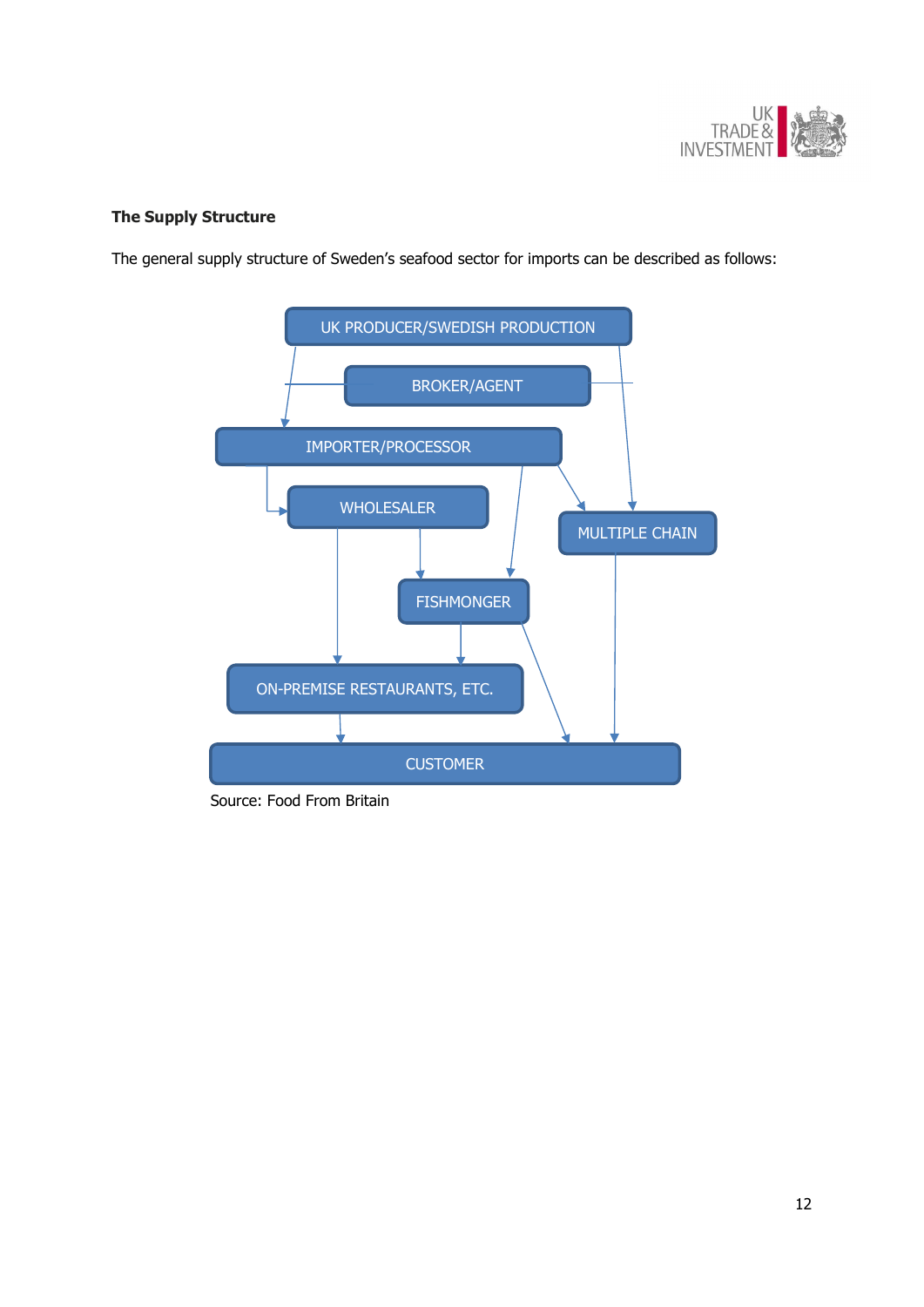**The Supply Structure**

The general supply structure of Sweden's seafood sector for imports can be described as follows:

UK PRODUCER/SWEDISH PRODUCTION

BROKER/AGENT

IMPORTER/PROCESSOR

WHOLESALER

MULTIPLE CHAIN

FISHMONGER

ON-PREMISE RESTAURANTS, ETC.

CUSTOMER

Source: Food From Britain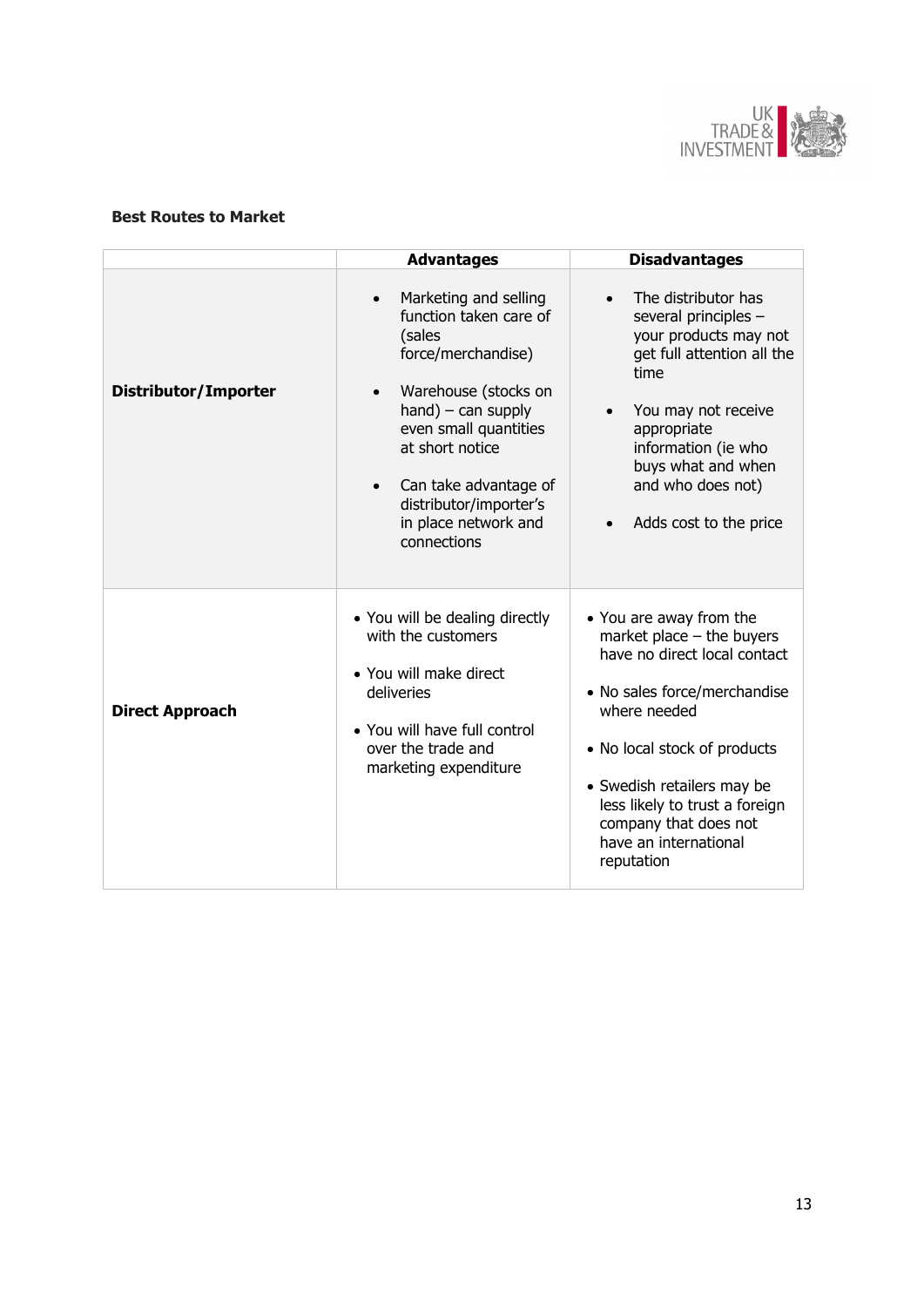**Best Routes to Market**

| | Advantages | Disadvantages |
|---|---|---|
| **Distributor/Importer** | • Marketing and selling function taken care of (sales force/merchandise)<br>• Warehouse (stocks on hand) – can supply even small quantities at short notice<br>• Can take advantage of distributor/importer's in place network and connections | • The distributor has several principles – your products may not get full attention all the time<br>• You may not receive appropriate information (ie who buys what and when and who does not)<br>• Adds cost to the price |
| **Direct Approach** | • You will be dealing directly with the customers<br>• You will make direct deliveries<br>• You will have full control over the trade and marketing expenditure | • You are away from the market place – the buyers have no direct local contact<br>• No sales force/merchandise where needed<br>• No local stock of products<br>• Swedish retailers may be less likely to trust a foreign company that does not have an international reputation |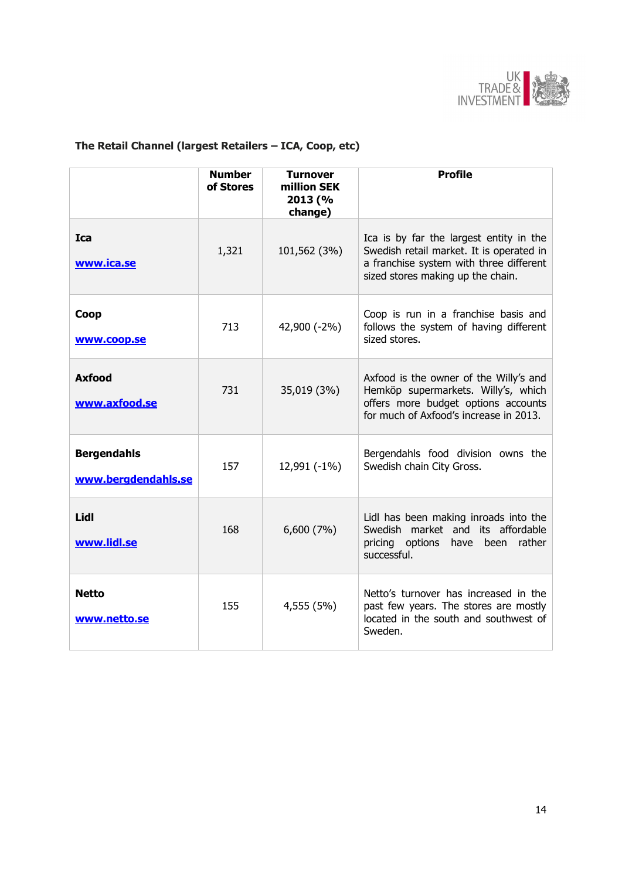**The Retail Channel (largest Retailers – ICA, Coop, etc)**

| | Number of Stores | Turnover million SEK 2013 (% change) | Profile |
|---|---|---|---|
| **Ica** [www.ica.se](http://www.ica.se) | 1,321 | 101,562 (3%) | Ica is by far the largest entity in the Swedish retail market. It is operated in a franchise system with three different sized stores making up the chain. |
| **Coop** [www.coop.se](http://www.coop.se) | 713 | 42,900 (-2%) | Coop is run in a franchise basis and follows the system of having different sized stores. |
| **Axfood** [www.axfood.se](http://www.axfood.se) | 731 | 35,019 (3%) | Axfood is the owner of the Willy's and Hemköp supermarkets. Willy's, which offers more budget options accounts for much of Axfood's increase in 2013. |
| **Bergendahls** [www.bergdendahls.se](http://www.bergdendahls.se) | 157 | 12,991 (-1%) | Bergendahls food division owns the Swedish chain City Gross. |
| **Lidl** [www.lidl.se](http://www.lidl.se) | 168 | 6,600 (7%) | Lidl has been making inroads into the Swedish market and its affordable pricing options have been rather successful. |
| **Netto** [www.netto.se](http://www.netto.se) | 155 | 4,555 (5%) | Netto's turnover has increased in the past few years. The stores are mostly located in the south and southwest of Sweden. |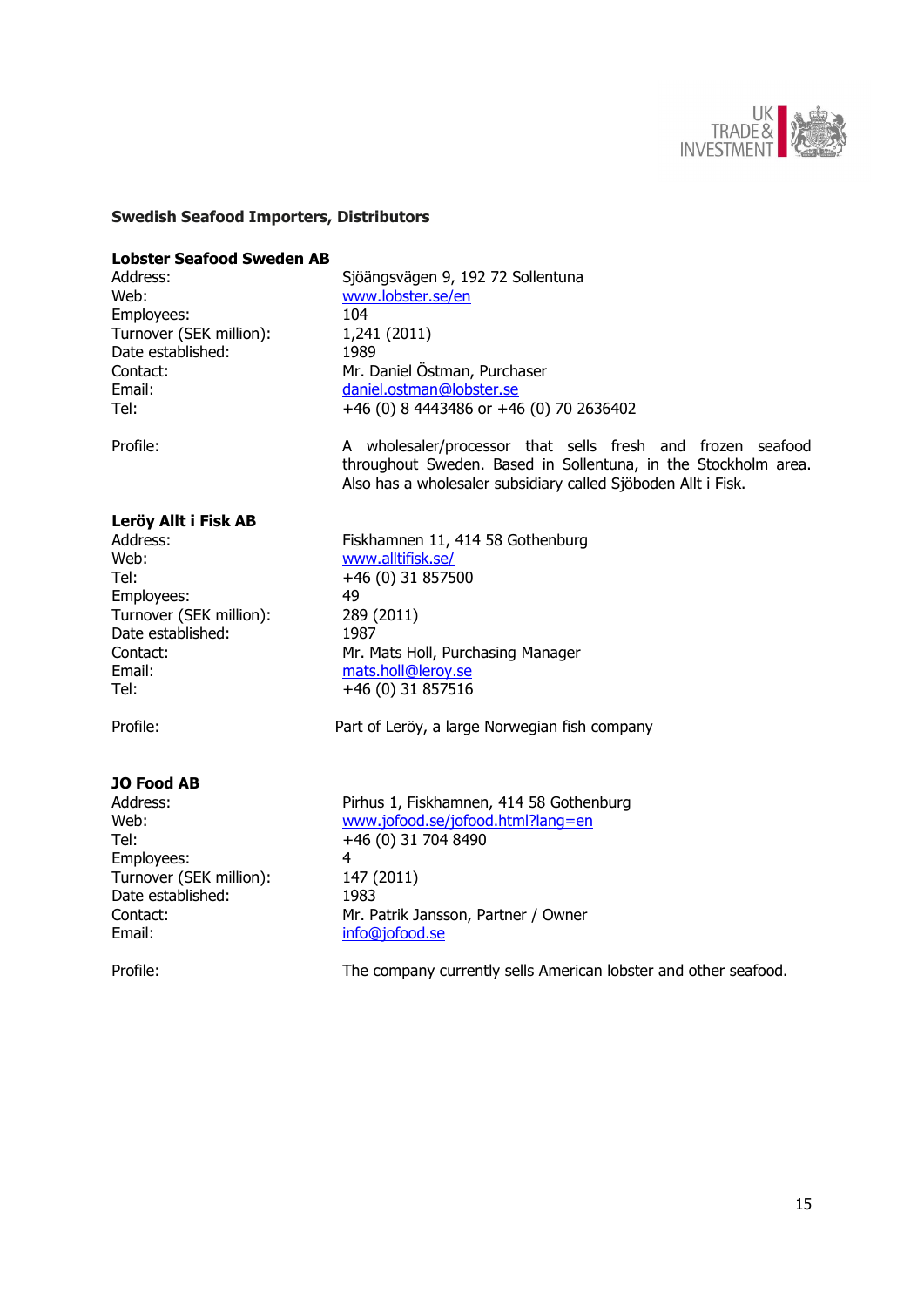**Swedish Seafood Importers, Distributors**

**Lobster Seafood Sweden AB**

| | |
|---|---|
| Address: | Sjöängsvägen 9, 192 72 Sollentuna |
| Web: | www.lobster.se/en |
| Employees: | 104 |
| Turnover (SEK million): | 1,241 (2011) |
| Date established: | 1989 |
| Contact: | Mr. Daniel Östman, Purchaser |
| Email: | daniel.ostman@lobster.se |
| Tel: | +46 (0) 8 4443486 or +46 (0) 70 2636402 |
| Profile: | A wholesaler/processor that sells fresh and frozen seafood throughout Sweden. Based in Sollentuna, in the Stockholm area. Also has a wholesaler subsidiary called Sjöboden Allt i Fisk. |

**Leröy Allt i Fisk AB**

| | |
|---|---|
| Address: | Fiskhamnen 11, 414 58 Gothenburg |
| Web: | www.alltifisk.se/ |
| Tel: | +46 (0) 31 857500 |
| Employees: | 49 |
| Turnover (SEK million): | 289 (2011) |
| Date established: | 1987 |
| Contact: | Mr. Mats Holl, Purchasing Manager |
| Email: | mats.holl@leroy.se |
| Tel: | +46 (0) 31 857516 |
| Profile: | Part of Leröy, a large Norwegian fish company |

**JO Food AB**

| | |
|---|---|
| Address: | Pirhus 1, Fiskhamnen, 414 58 Gothenburg |
| Web: | www.jofood.se/jofood.html?lang=en |
| Tel: | +46 (0) 31 704 8490 |
| Employees: | 4 |
| Turnover (SEK million): | 147 (2011) |
| Date established: | 1983 |
| Contact: | Mr. Patrik Jansson, Partner / Owner |
| Email: | info@jofood.se |
| Profile: | The company currently sells American lobster and other seafood. |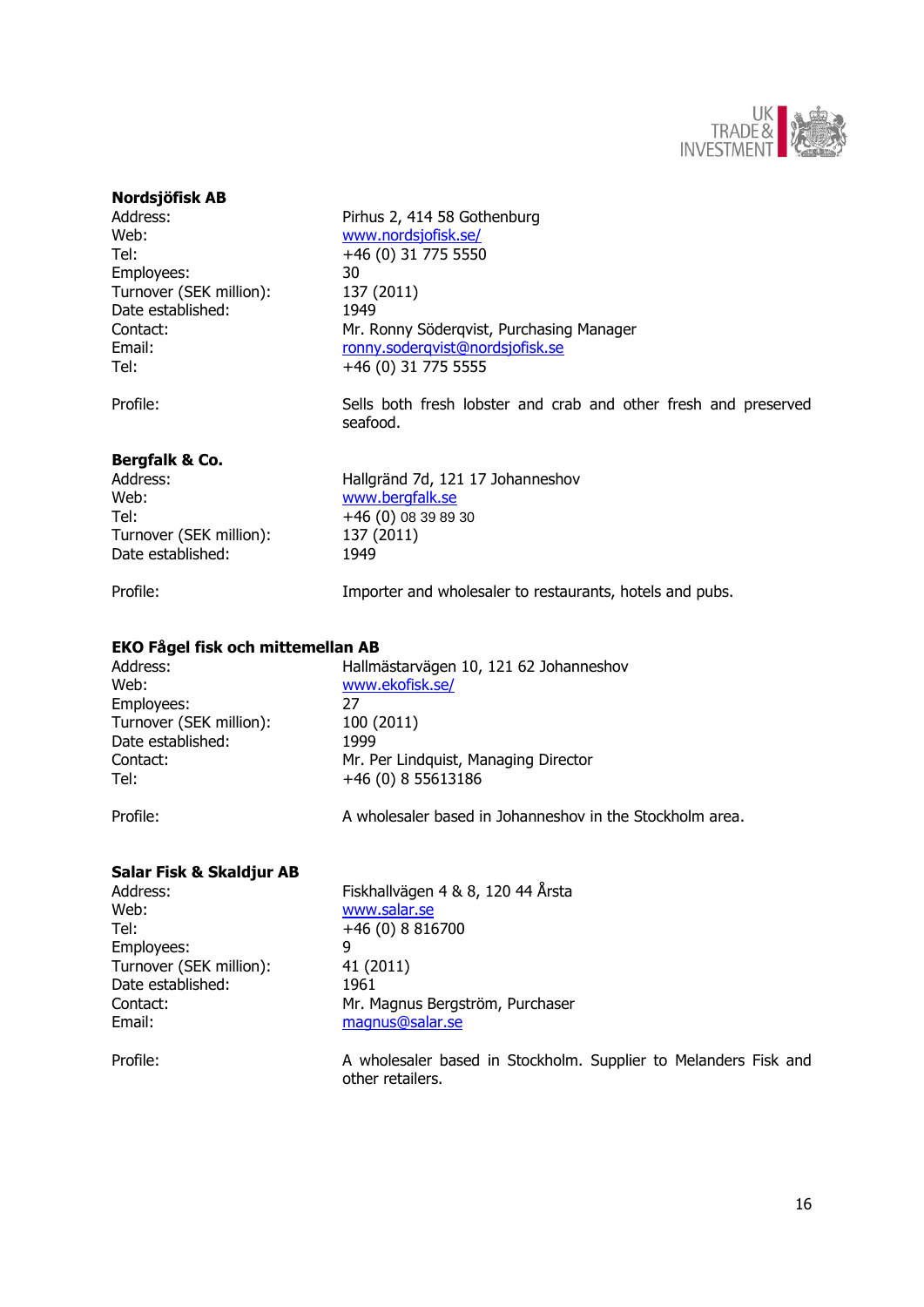**Nordsjöfisk AB**

| | |
|---|---|
| Address: | Pirhus 2, 414 58 Gothenburg |
| Web: | www.nordsjofisk.se/ |
| Tel: | +46 (0) 31 775 5550 |
| Employees: | 30 |
| Turnover (SEK million): | 137 (2011) |
| Date established: | 1949 |
| Contact: | Mr. Ronny Söderqvist, Purchasing Manager |
| Email: | ronny.soderqvist@nordsjofisk.se |
| Tel: | +46 (0) 31 775 5555 |
| Profile: | Sells both fresh lobster and crab and other fresh and preserved seafood. |

**Bergfalk & Co.**

| | |
|---|---|
| Address: | Hallgränd 7d, 121 17 Johanneshov |
| Web: | www.bergfalk.se |
| Tel: | +46 (0) 08 39 89 30 |
| Turnover (SEK million): | 137 (2011) |
| Date established: | 1949 |
| Profile: | Importer and wholesaler to restaurants, hotels and pubs. |

**EKO Fågel fisk och mittemellan AB**

| | |
|---|---|
| Address: | Hallmästarvägen 10, 121 62 Johanneshov |
| Web: | www.ekofisk.se/ |
| Employees: | 27 |
| Turnover (SEK million): | 100 (2011) |
| Date established: | 1999 |
| Contact: | Mr. Per Lindquist, Managing Director |
| Tel: | +46 (0) 8 55613186 |
| Profile: | A wholesaler based in Johanneshov in the Stockholm area. |

**Salar Fisk & Skaldjur AB**

| | |
|---|---|
| Address: | Fiskhallvägen 4 & 8, 120 44 Årsta |
| Web: | www.salar.se |
| Tel: | +46 (0) 8 816700 |
| Employees: | 9 |
| Turnover (SEK million): | 41 (2011) |
| Date established: | 1961 |
| Contact: | Mr. Magnus Bergström, Purchaser |
| Email: | magnus@salar.se |
| Profile: | A wholesaler based in Stockholm. Supplier to Melanders Fisk and other retailers. |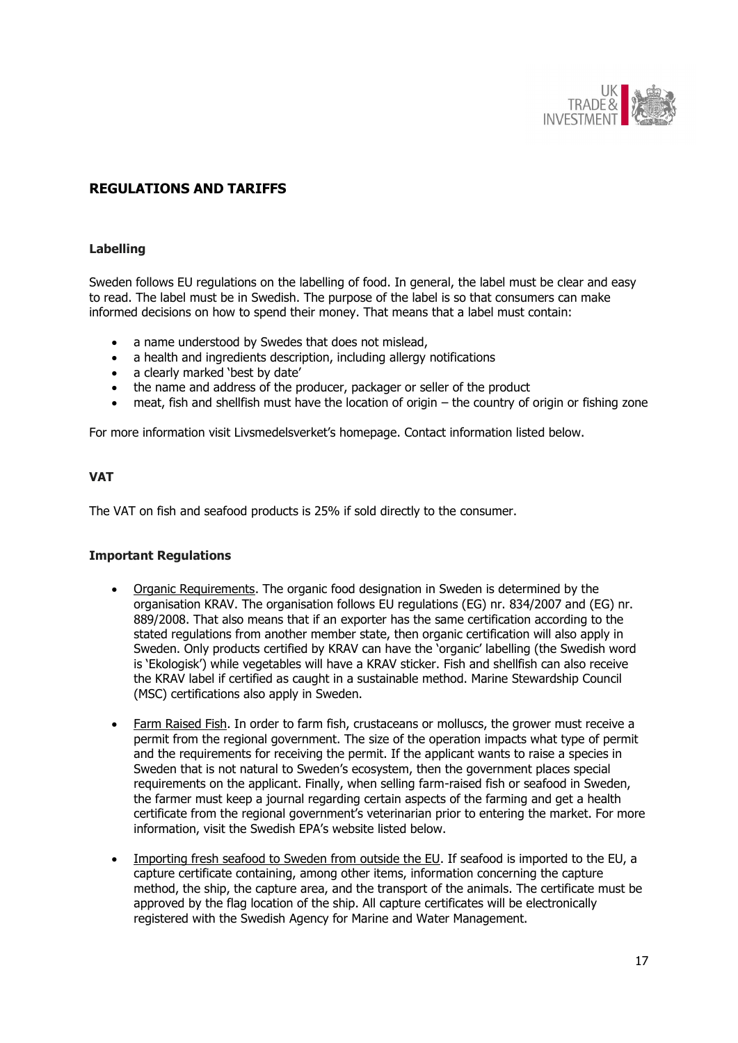## REGULATIONS AND TARIFFS

### Labelling

Sweden follows EU regulations on the labelling of food. In general, the label must be clear and easy to read. The label must be in Swedish. The purpose of the label is so that consumers can make informed decisions on how to spend their money. That means that a label must contain:

- a name understood by Swedes that does not mislead,
- a health and ingredients description, including allergy notifications
- a clearly marked 'best by date'
- the name and address of the producer, packager or seller of the product
- meat, fish and shellfish must have the location of origin – the country of origin or fishing zone

For more information visit Livsmedelsverket's homepage. Contact information listed below.

### VAT

The VAT on fish and seafood products is 25% if sold directly to the consumer.

### Important Regulations

- Organic Requirements. The organic food designation in Sweden is determined by the organisation KRAV. The organisation follows EU regulations (EG) nr. 834/2007 and (EG) nr. 889/2008. That also means that if an exporter has the same certification according to the stated regulations from another member state, then organic certification will also apply in Sweden. Only products certified by KRAV can have the 'organic' labelling (the Swedish word is 'Ekologisk') while vegetables will have a KRAV sticker. Fish and shellfish can also receive the KRAV label if certified as caught in a sustainable method. Marine Stewardship Council (MSC) certifications also apply in Sweden.
- Farm Raised Fish. In order to farm fish, crustaceans or molluscs, the grower must receive a permit from the regional government. The size of the operation impacts what type of permit and the requirements for receiving the permit. If the applicant wants to raise a species in Sweden that is not natural to Sweden's ecosystem, then the government places special requirements on the applicant. Finally, when selling farm-raised fish or seafood in Sweden, the farmer must keep a journal regarding certain aspects of the farming and get a health certificate from the regional government's veterinarian prior to entering the market. For more information, visit the Swedish EPA's website listed below.
- Importing fresh seafood to Sweden from outside the EU. If seafood is imported to the EU, a capture certificate containing, among other items, information concerning the capture method, the ship, the capture area, and the transport of the animals. The certificate must be approved by the flag location of the ship. All capture certificates will be electronically registered with the Swedish Agency for Marine and Water Management.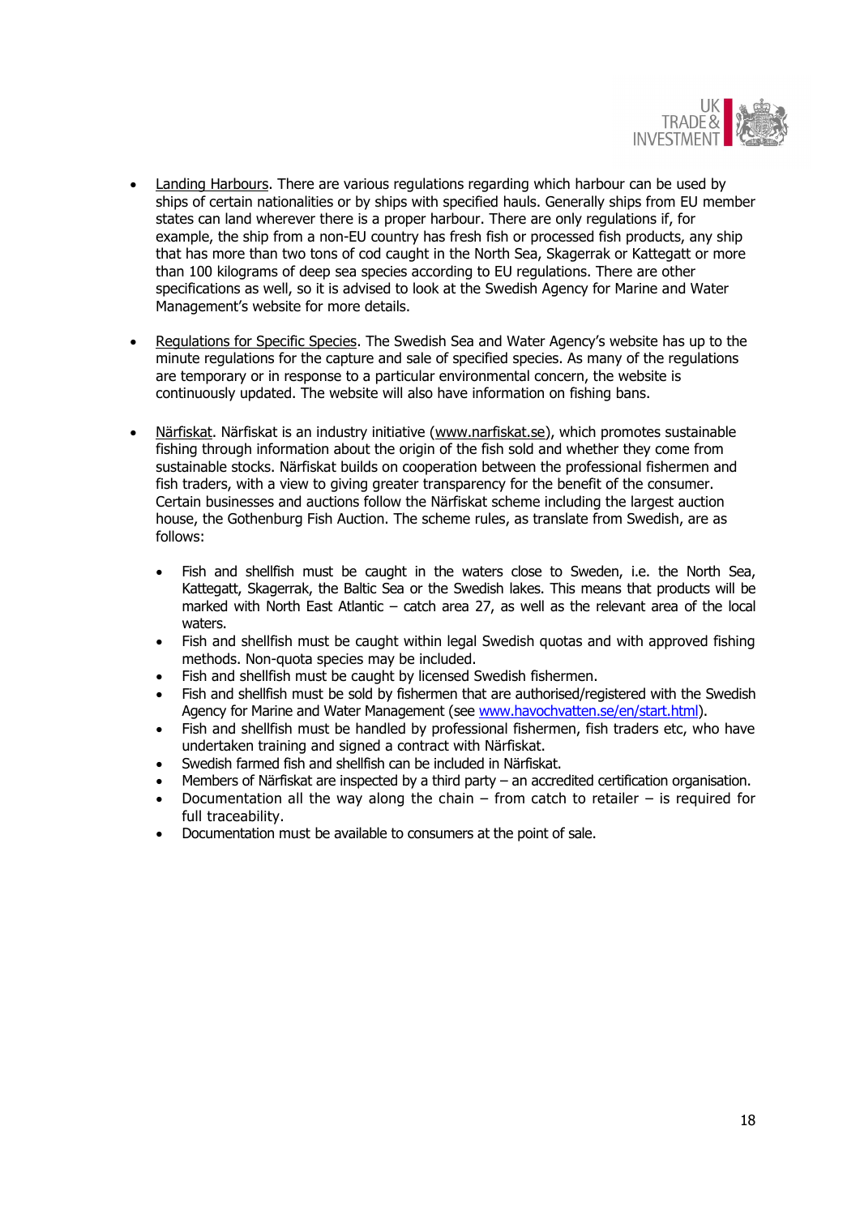- Landing Harbours. There are various regulations regarding which harbour can be used by ships of certain nationalities or by ships with specified hauls. Generally ships from EU member states can land wherever there is a proper harbour. There are only regulations if, for example, the ship from a non-EU country has fresh fish or processed fish products, any ship that has more than two tons of cod caught in the North Sea, Skagerrak or Kattegatt or more than 100 kilograms of deep sea species according to EU regulations. There are other specifications as well, so it is advised to look at the Swedish Agency for Marine and Water Management's website for more details.

- Regulations for Specific Species. The Swedish Sea and Water Agency's website has up to the minute regulations for the capture and sale of specified species. As many of the regulations are temporary or in response to a particular environmental concern, the website is continuously updated. The website will also have information on fishing bans.

- Närfiskat. Närfiskat is an industry initiative (www.narfiskat.se), which promotes sustainable fishing through information about the origin of the fish sold and whether they come from sustainable stocks. Närfiskat builds on cooperation between the professional fishermen and fish traders, with a view to giving greater transparency for the benefit of the consumer. Certain businesses and auctions follow the Närfiskat scheme including the largest auction house, the Gothenburg Fish Auction. The scheme rules, as translate from Swedish, are as follows:

  - Fish and shellfish must be caught in the waters close to Sweden, i.e. the North Sea, Kattegatt, Skagerrak, the Baltic Sea or the Swedish lakes. This means that products will be marked with North East Atlantic – catch area 27, as well as the relevant area of the local waters.
  - Fish and shellfish must be caught within legal Swedish quotas and with approved fishing methods. Non-quota species may be included.
  - Fish and shellfish must be caught by licensed Swedish fishermen.
  - Fish and shellfish must be sold by fishermen that are authorised/registered with the Swedish Agency for Marine and Water Management (see www.havochvatten.se/en/start.html).
  - Fish and shellfish must be handled by professional fishermen, fish traders etc, who have undertaken training and signed a contract with Närfiskat.
  - Swedish farmed fish and shellfish can be included in Närfiskat.
  - Members of Närfiskat are inspected by a third party – an accredited certification organisation.
  - Documentation all the way along the chain – from catch to retailer – is required for full traceability.
  - Documentation must be available to consumers at the point of sale.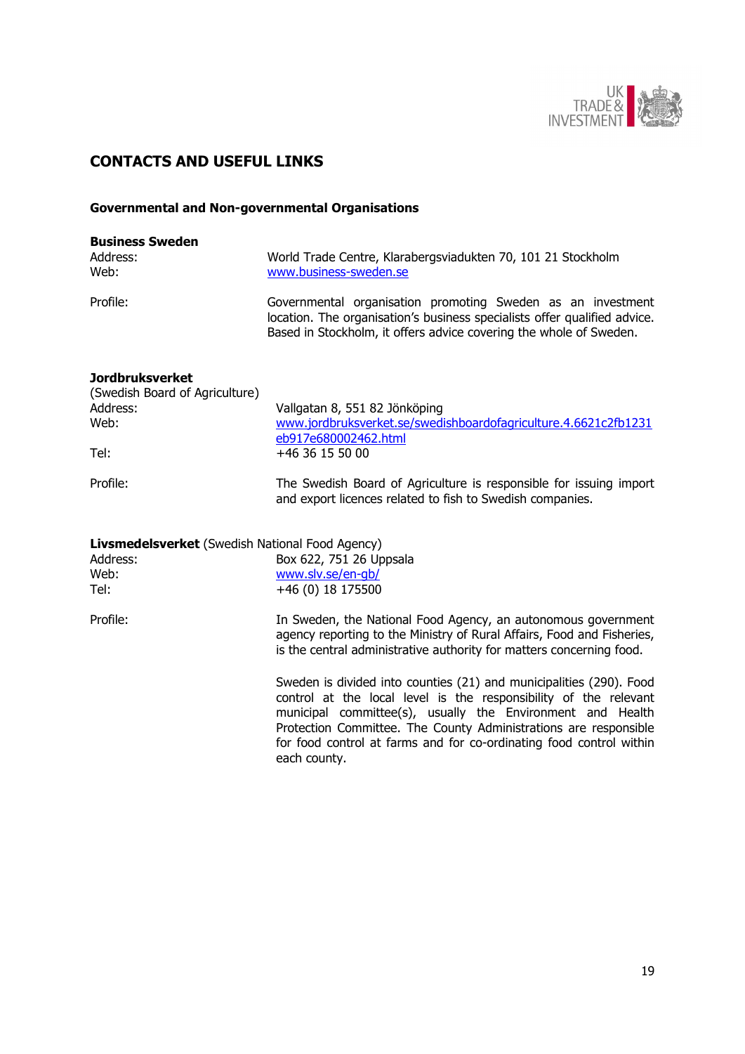## CONTACTS AND USEFUL LINKS

### Governmental and Non-governmental Organisations

**Business Sweden**

| | |
|---|---|
| Address: | World Trade Centre, Klarabergsviadukten 70, 101 21 Stockholm |
| Web: | www.business-sweden.se |
| Profile: | Governmental organisation promoting Sweden as an investment location. The organisation's business specialists offer qualified advice. Based in Stockholm, it offers advice covering the whole of Sweden. |

**Jordbruksverket**
(Swedish Board of Agriculture)

| | |
|---|---|
| Address: | Vallgatan 8, 551 82 Jönköping |
| Web: | www.jordbruksverket.se/swedishboardofagriculture.4.6621c2fb1231eb917e680002462.html |
| Tel: | +46 36 15 50 00 |
| Profile: | The Swedish Board of Agriculture is responsible for issuing import and export licences related to fish to Swedish companies. |

**Livsmedelsverket** (Swedish National Food Agency)

| | |
|---|---|
| Address: | Box 622, 751 26 Uppsala |
| Web: | www.slv.se/en-gb/ |
| Tel: | +46 (0) 18 175500 |
| Profile: | In Sweden, the National Food Agency, an autonomous government agency reporting to the Ministry of Rural Affairs, Food and Fisheries, is the central administrative authority for matters concerning food. |

Sweden is divided into counties (21) and municipalities (290). Food control at the local level is the responsibility of the relevant municipal committee(s), usually the Environment and Health Protection Committee. The County Administrations are responsible for food control at farms and for co-ordinating food control within each county.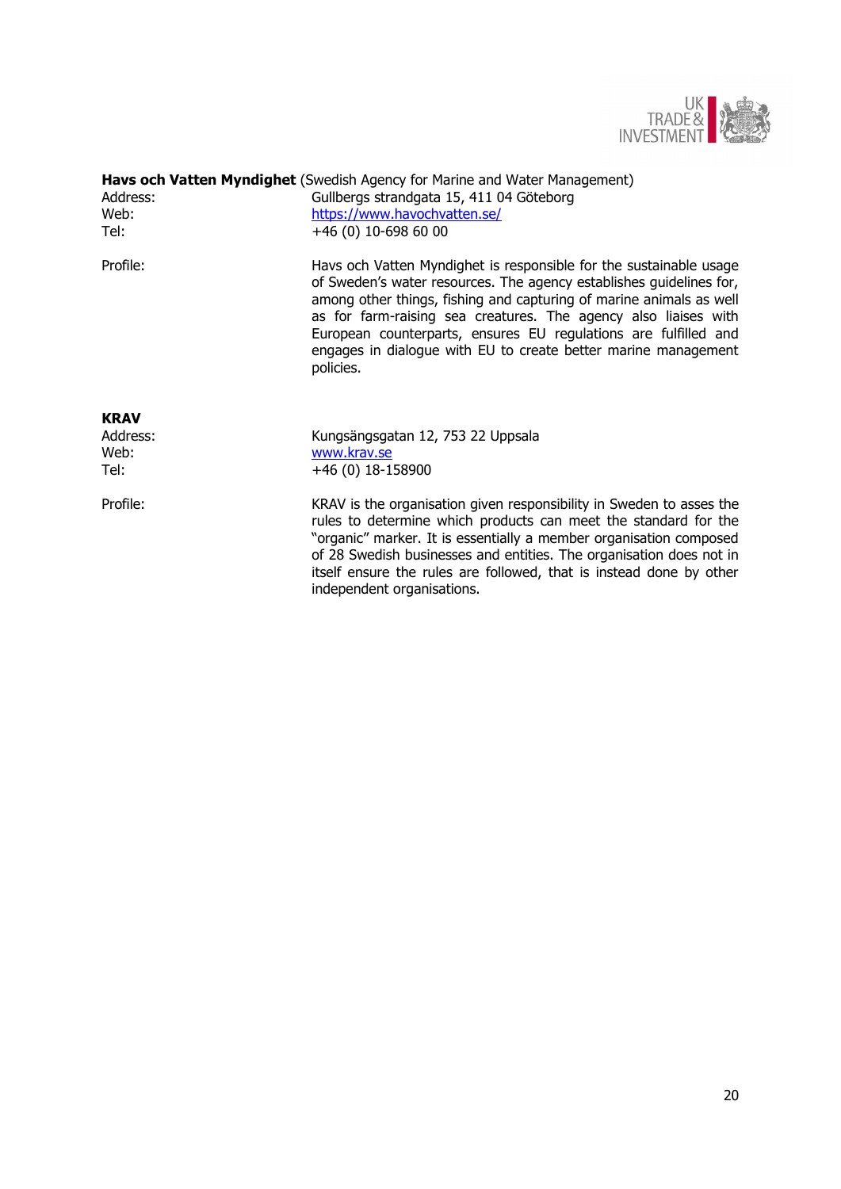**Havs och Vatten Myndighet** (Swedish Agency for Marine and Water Management)

Address: Gullbergs strandgata 15, 411 04 Göteborg

Web: https://www.havochvatten.se/

Tel: +46 (0) 10-698 60 00

Profile: Havs och Vatten Myndighet is responsible for the sustainable usage of Sweden's water resources. The agency establishes guidelines for, among other things, fishing and capturing of marine animals as well as for farm-raising sea creatures. The agency also liaises with European counterparts, ensures EU regulations are fulfilled and engages in dialogue with EU to create better marine management policies.

**KRAV**

Address: Kungsängsgatan 12, 753 22 Uppsala

Web: www.krav.se

Tel: +46 (0) 18-158900

Profile: KRAV is the organisation given responsibility in Sweden to asses the rules to determine which products can meet the standard for the "organic" marker. It is essentially a member organisation composed of 28 Swedish businesses and entities. The organisation does not in itself ensure the rules are followed, that is instead done by other independent organisations.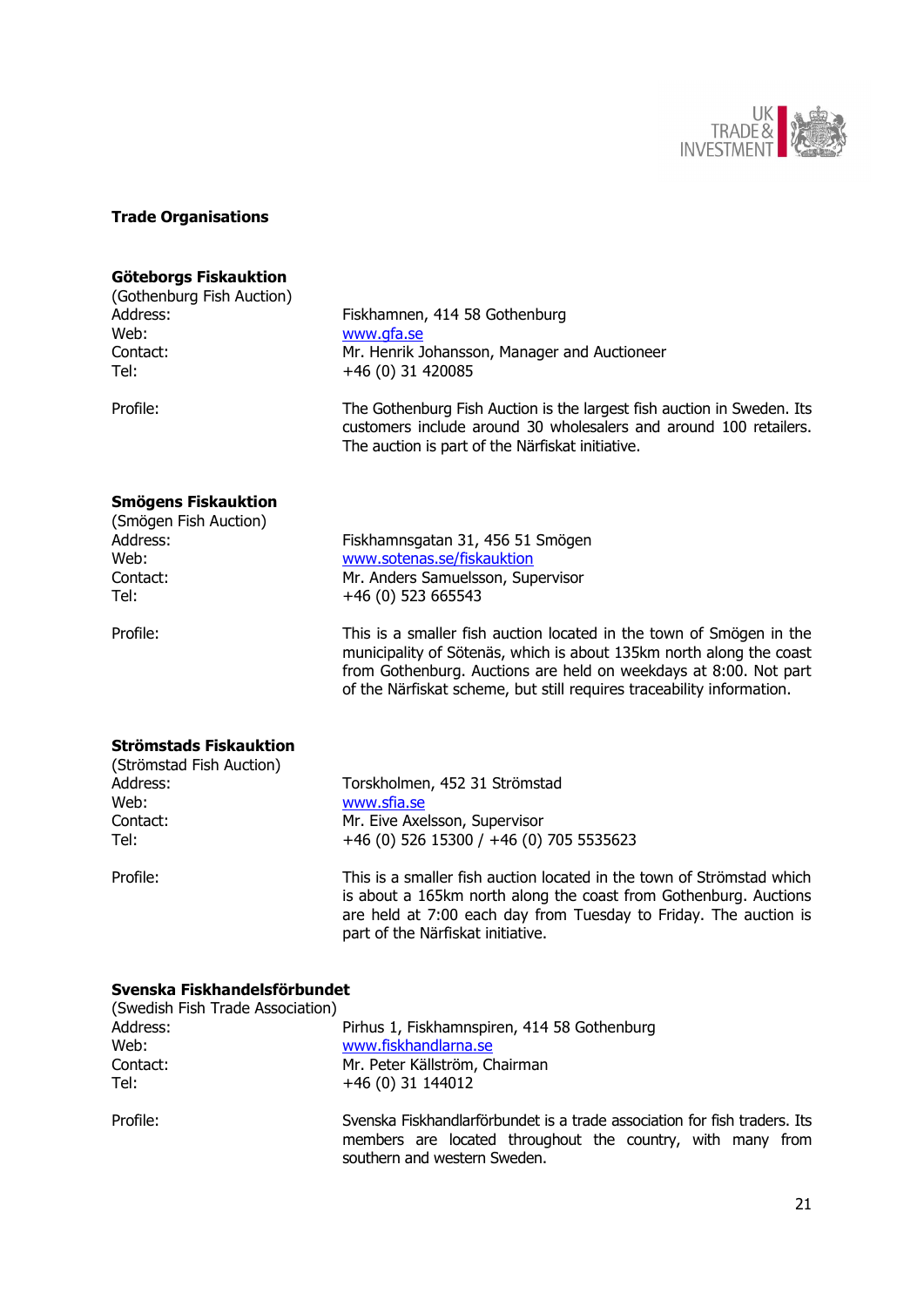## Trade Organisations

**Göteborgs Fiskauktion**
(Gothenburg Fish Auction)

| | |
|---|---|
| Address: | Fiskhamnen, 414 58 Gothenburg |
| Web: | www.gfa.se |
| Contact: | Mr. Henrik Johansson, Manager and Auctioneer |
| Tel: | +46 (0) 31 420085 |
| Profile: | The Gothenburg Fish Auction is the largest fish auction in Sweden. Its customers include around 30 wholesalers and around 100 retailers. The auction is part of the Närfiskat initiative. |

**Smögens Fiskauktion**
(Smögen Fish Auction)

| | |
|---|---|
| Address: | Fiskhamnsgatan 31, 456 51 Smögen |
| Web: | www.sotenas.se/fiskauktion |
| Contact: | Mr. Anders Samuelsson, Supervisor |
| Tel: | +46 (0) 523 665543 |
| Profile: | This is a smaller fish auction located in the town of Smögen in the municipality of Sötenäs, which is about 135km north along the coast from Gothenburg. Auctions are held on weekdays at 8:00. Not part of the Närfiskat scheme, but still requires traceability information. |

**Strömstads Fiskauktion**
(Strömstad Fish Auction)

| | |
|---|---|
| Address: | Torskholmen, 452 31 Strömstad |
| Web: | www.sfia.se |
| Contact: | Mr. Eive Axelsson, Supervisor |
| Tel: | +46 (0) 526 15300 / +46 (0) 705 5535623 |
| Profile: | This is a smaller fish auction located in the town of Strömstad which is about a 165km north along the coast from Gothenburg. Auctions are held at 7:00 each day from Tuesday to Friday. The auction is part of the Närfiskat initiative. |

**Svenska Fiskhandelsförbundet**
(Swedish Fish Trade Association)

| | |
|---|---|
| Address: | Pirhus 1, Fiskhamnspiren, 414 58 Gothenburg |
| Web: | www.fiskhandlarna.se |
| Contact: | Mr. Peter Källström, Chairman |
| Tel: | +46 (0) 31 144012 |
| Profile: | Svenska Fiskhandlarförbundet is a trade association for fish traders. Its members are located throughout the country, with many from southern and western Sweden. |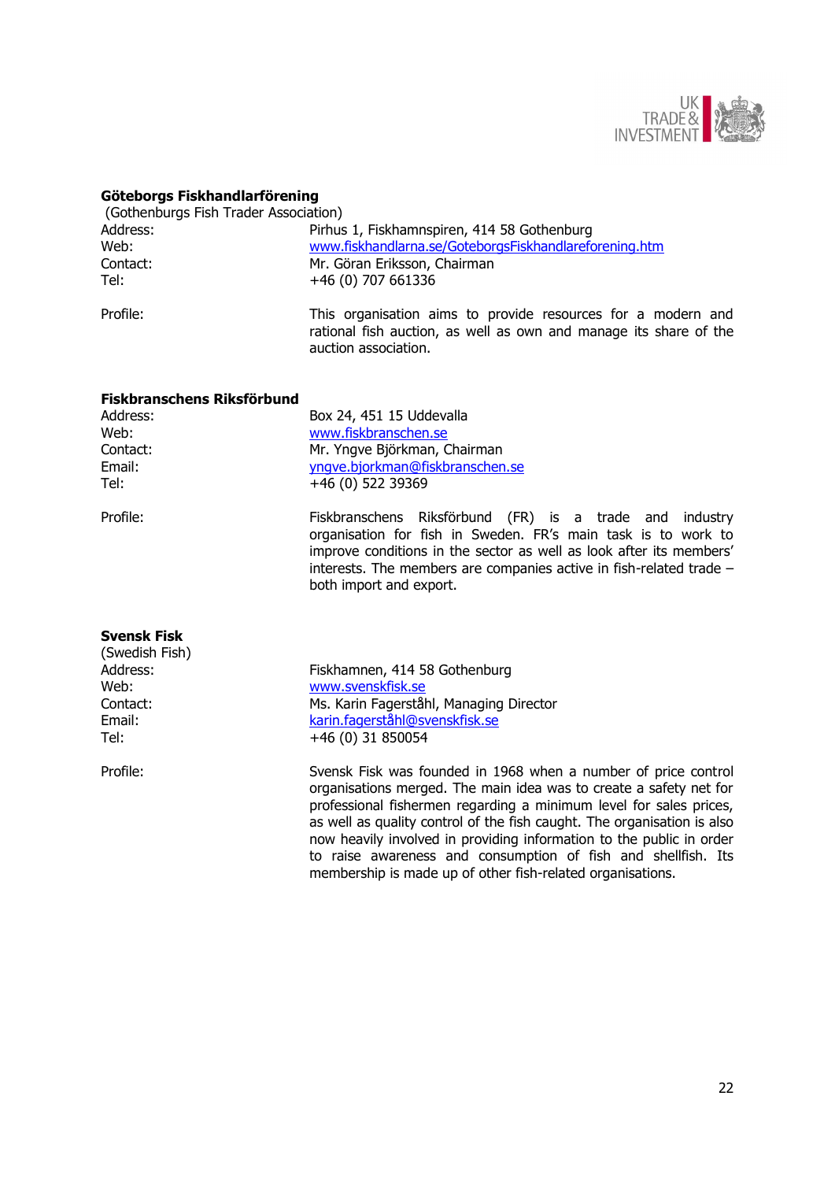**Göteborgs Fiskhandlarförening**

(Gothenburgs Fish Trader Association)

| | |
|---|---|
| Address: | Pirhus 1, Fiskhamnspiren, 414 58 Gothenburg |
| Web: | www.fiskhandlarna.se/GoteborgsFiskhandlareforening.htm |
| Contact: | Mr. Göran Eriksson, Chairman |
| Tel: | +46 (0) 707 661336 |
| Profile: | This organisation aims to provide resources for a modern and rational fish auction, as well as own and manage its share of the auction association. |

**Fiskbranschens Riksförbund**

| | |
|---|---|
| Address: | Box 24, 451 15 Uddevalla |
| Web: | www.fiskbranschen.se |
| Contact: | Mr. Yngve Björkman, Chairman |
| Email: | yngve.bjorkman@fiskbranschen.se |
| Tel: | +46 (0) 522 39369 |
| Profile: | Fiskbranschens Riksförbund (FR) is a trade and industry organisation for fish in Sweden. FR's main task is to work to improve conditions in the sector as well as look after its members' interests. The members are companies active in fish-related trade – both import and export. |

**Svensk Fisk**

(Swedish Fish)

| | |
|---|---|
| Address: | Fiskhamnen, 414 58 Gothenburg |
| Web: | www.svenskfisk.se |
| Contact: | Ms. Karin Fagerståhl, Managing Director |
| Email: | karin.fagerståhl@svenskfisk.se |
| Tel: | +46 (0) 31 850054 |
| Profile: | Svensk Fisk was founded in 1968 when a number of price control organisations merged. The main idea was to create a safety net for professional fishermen regarding a minimum level for sales prices, as well as quality control of the fish caught. The organisation is also now heavily involved in providing information to the public in order to raise awareness and consumption of fish and shellfish. Its membership is made up of other fish-related organisations. |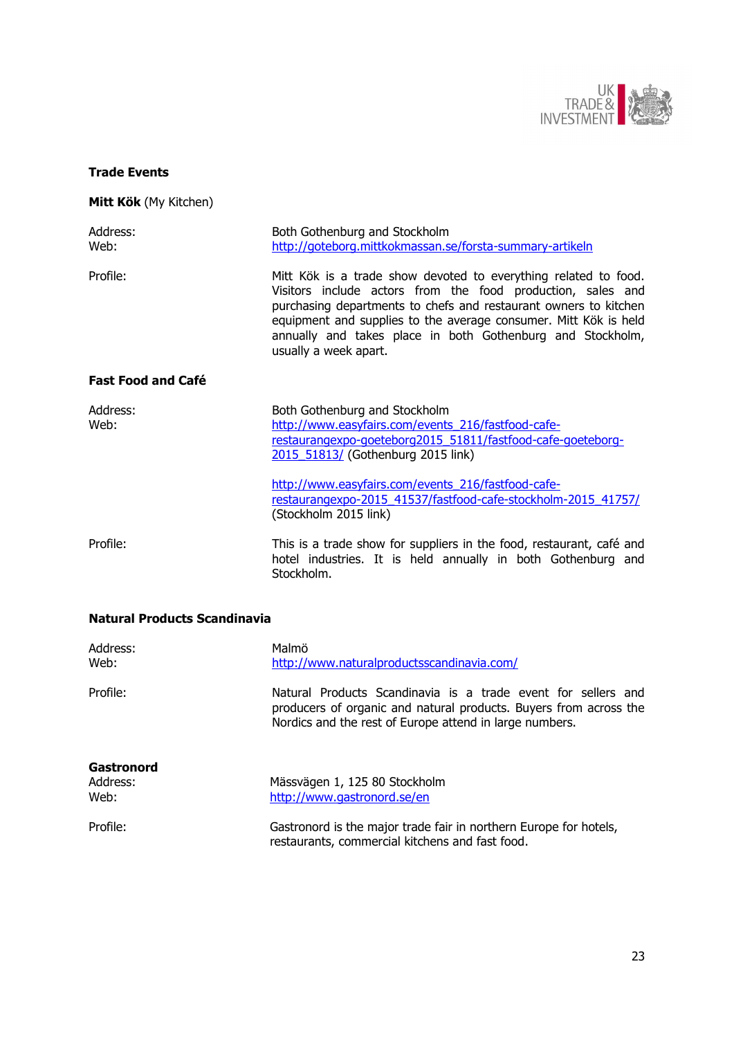## Trade Events

### **Mitt Kök** (My Kitchen)

Address: Both Gothenburg and Stockholm
Web: http://goteborg.mittkokmassan.se/forsta-summary-artikeln

Profile: Mitt Kök is a trade show devoted to everything related to food. Visitors include actors from the food production, sales and purchasing departments to chefs and restaurant owners to kitchen equipment and supplies to the average consumer. Mitt Kök is held annually and takes place in both Gothenburg and Stockholm, usually a week apart.

### Fast Food and Café

Address: Both Gothenburg and Stockholm
Web: http://www.easyfairs.com/events_216/fastfood-cafe-restaurangexpo-goeteborg2015_51811/fastfood-cafe-goeteborg-2015_51813/ (Gothenburg 2015 link)

http://www.easyfairs.com/events_216/fastfood-cafe-restaurangexpo-2015_41537/fastfood-cafe-stockholm-2015_41757/ (Stockholm 2015 link)

Profile: This is a trade show for suppliers in the food, restaurant, café and hotel industries. It is held annually in both Gothenburg and Stockholm.

### Natural Products Scandinavia

Address: Malmö
Web: http://www.naturalproductsscandinavia.com/

Profile: Natural Products Scandinavia is a trade event for sellers and producers of organic and natural products. Buyers from across the Nordics and the rest of Europe attend in large numbers.

### Gastronord

Address: Mässvägen 1, 125 80 Stockholm
Web: http://www.gastronord.se/en

Profile: Gastronord is the major trade fair in northern Europe for hotels, restaurants, commercial kitchens and fast food.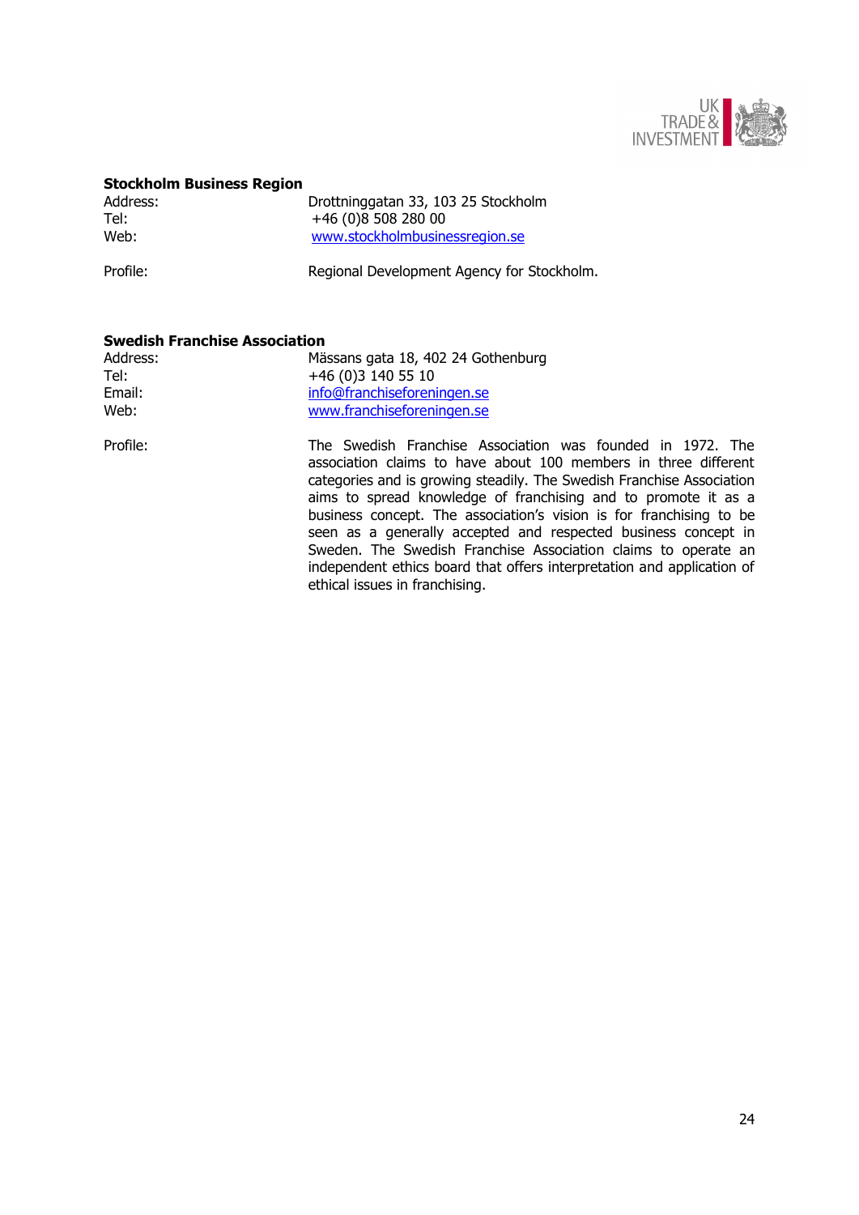**Stockholm Business Region**

| | |
|---|---|
| Address: | Drottninggatan 33, 103 25 Stockholm |
| Tel: | +46 (0)8 508 280 00 |
| Web: | www.stockholmbusinessregion.se |
| Profile: | Regional Development Agency for Stockholm. |

**Swedish Franchise Association**

| | |
|---|---|
| Address: | Mässans gata 18, 402 24 Gothenburg |
| Tel: | +46 (0)3 140 55 10 |
| Email: | info@franchiseforeningen.se |
| Web: | www.franchiseforeningen.se |
| Profile: | The Swedish Franchise Association was founded in 1972. The association claims to have about 100 members in three different categories and is growing steadily. The Swedish Franchise Association aims to spread knowledge of franchising and to promote it as a business concept. The association's vision is for franchising to be seen as a generally accepted and respected business concept in Sweden. The Swedish Franchise Association claims to operate an independent ethics board that offers interpretation and application of ethical issues in franchising. |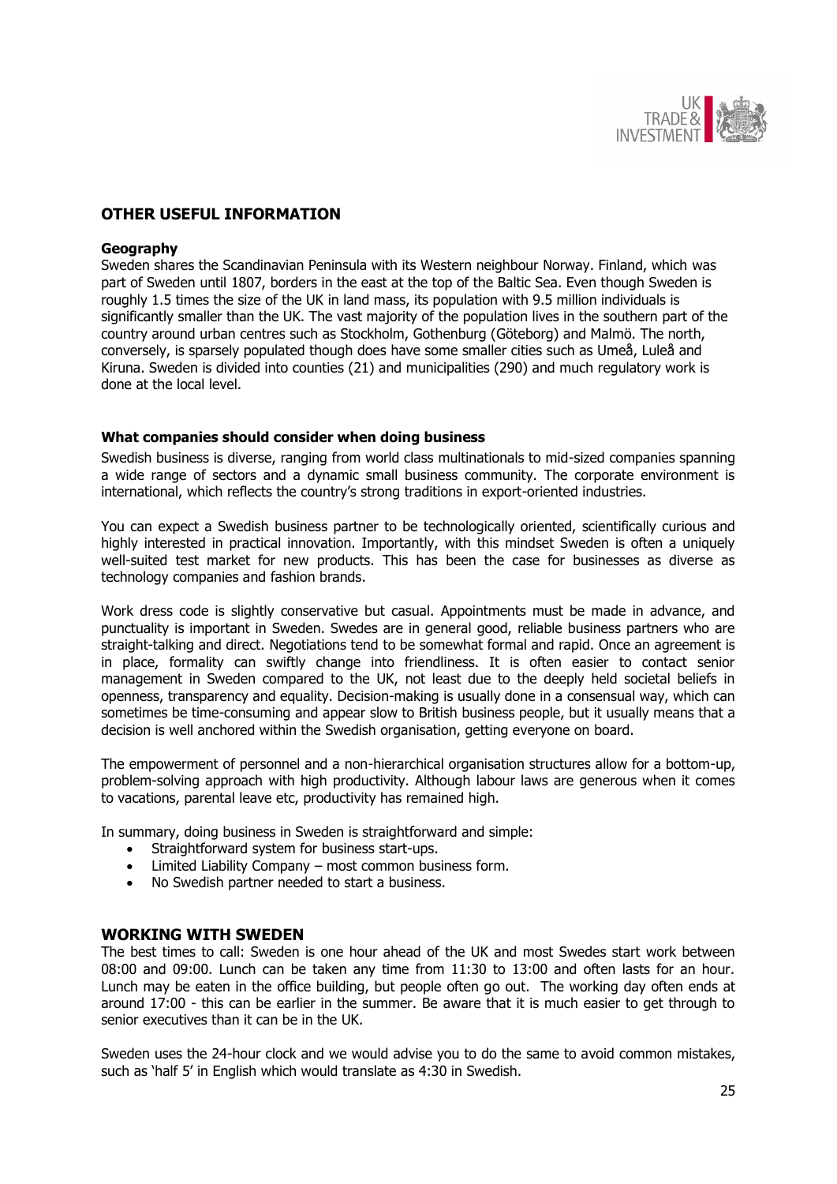## OTHER USEFUL INFORMATION

**Geography**

Sweden shares the Scandinavian Peninsula with its Western neighbour Norway. Finland, which was part of Sweden until 1807, borders in the east at the top of the Baltic Sea. Even though Sweden is roughly 1.5 times the size of the UK in land mass, its population with 9.5 million individuals is significantly smaller than the UK. The vast majority of the population lives in the southern part of the country around urban centres such as Stockholm, Gothenburg (Göteborg) and Malmö. The north, conversely, is sparsely populated though does have some smaller cities such as Umeå, Luleå and Kiruna. Sweden is divided into counties (21) and municipalities (290) and much regulatory work is done at the local level.

**What companies should consider when doing business**

Swedish business is diverse, ranging from world class multinationals to mid-sized companies spanning a wide range of sectors and a dynamic small business community. The corporate environment is international, which reflects the country's strong traditions in export-oriented industries.

You can expect a Swedish business partner to be technologically oriented, scientifically curious and highly interested in practical innovation. Importantly, with this mindset Sweden is often a uniquely well-suited test market for new products. This has been the case for businesses as diverse as technology companies and fashion brands.

Work dress code is slightly conservative but casual. Appointments must be made in advance, and punctuality is important in Sweden. Swedes are in general good, reliable business partners who are straight-talking and direct. Negotiations tend to be somewhat formal and rapid. Once an agreement is in place, formality can swiftly change into friendliness. It is often easier to contact senior management in Sweden compared to the UK, not least due to the deeply held societal beliefs in openness, transparency and equality. Decision-making is usually done in a consensual way, which can sometimes be time-consuming and appear slow to British business people, but it usually means that a decision is well anchored within the Swedish organisation, getting everyone on board.

The empowerment of personnel and a non-hierarchical organisation structures allow for a bottom-up, problem-solving approach with high productivity. Although labour laws are generous when it comes to vacations, parental leave etc, productivity has remained high.

In summary, doing business in Sweden is straightforward and simple:

- Straightforward system for business start-ups.
- Limited Liability Company – most common business form.
- No Swedish partner needed to start a business.

## WORKING WITH SWEDEN

The best times to call: Sweden is one hour ahead of the UK and most Swedes start work between 08:00 and 09:00. Lunch can be taken any time from 11:30 to 13:00 and often lasts for an hour. Lunch may be eaten in the office building, but people often go out. The working day often ends at around 17:00 - this can be earlier in the summer. Be aware that it is much easier to get through to senior executives than it can be in the UK.

Sweden uses the 24-hour clock and we would advise you to do the same to avoid common mistakes, such as 'half 5' in English which would translate as 4:30 in Swedish.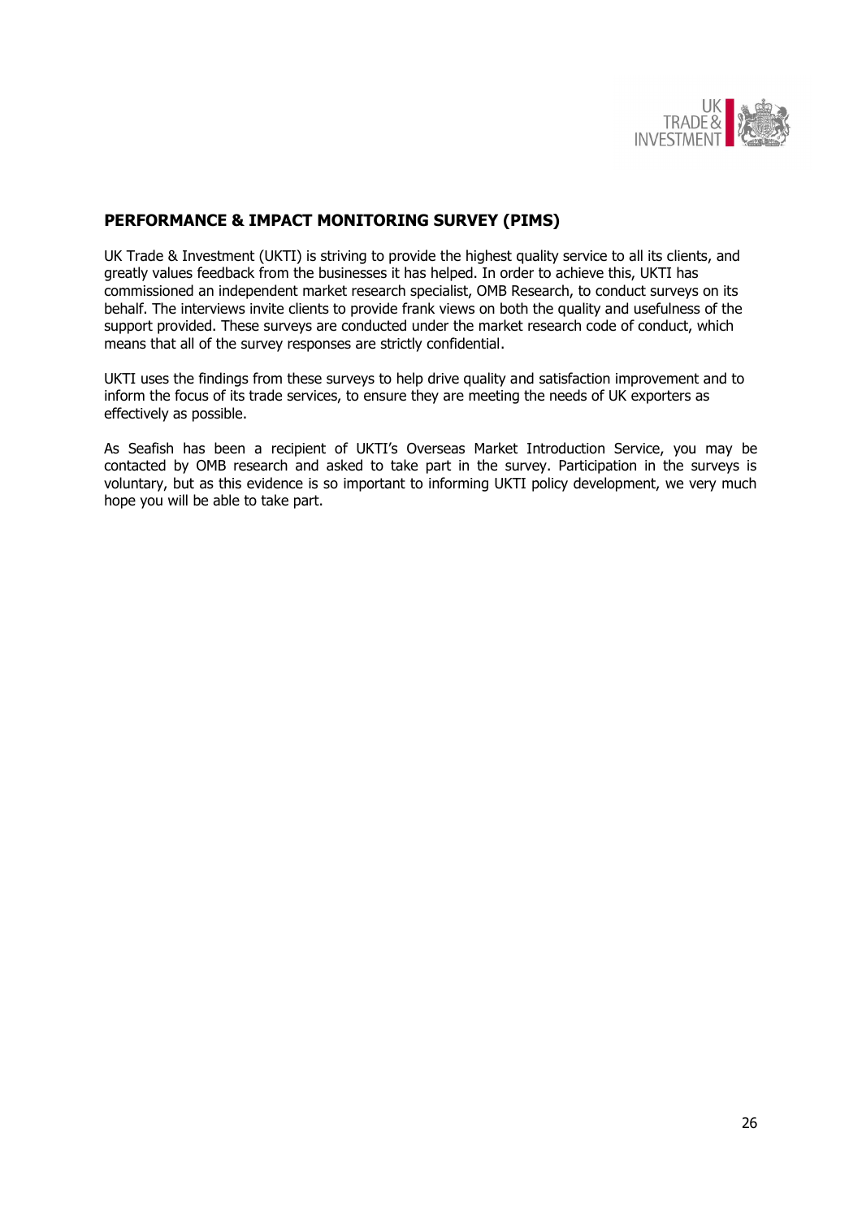## PERFORMANCE & IMPACT MONITORING SURVEY (PIMS)

UK Trade & Investment (UKTI) is striving to provide the highest quality service to all its clients, and greatly values feedback from the businesses it has helped. In order to achieve this, UKTI has commissioned an independent market research specialist, OMB Research, to conduct surveys on its behalf. The interviews invite clients to provide frank views on both the quality and usefulness of the support provided. These surveys are conducted under the market research code of conduct, which means that all of the survey responses are strictly confidential.

UKTI uses the findings from these surveys to help drive quality and satisfaction improvement and to inform the focus of its trade services, to ensure they are meeting the needs of UK exporters as effectively as possible.

As Seafish has been a recipient of UKTI's Overseas Market Introduction Service, you may be contacted by OMB research and asked to take part in the survey. Participation in the surveys is voluntary, but as this evidence is so important to informing UKTI policy development, we very much hope you will be able to take part.